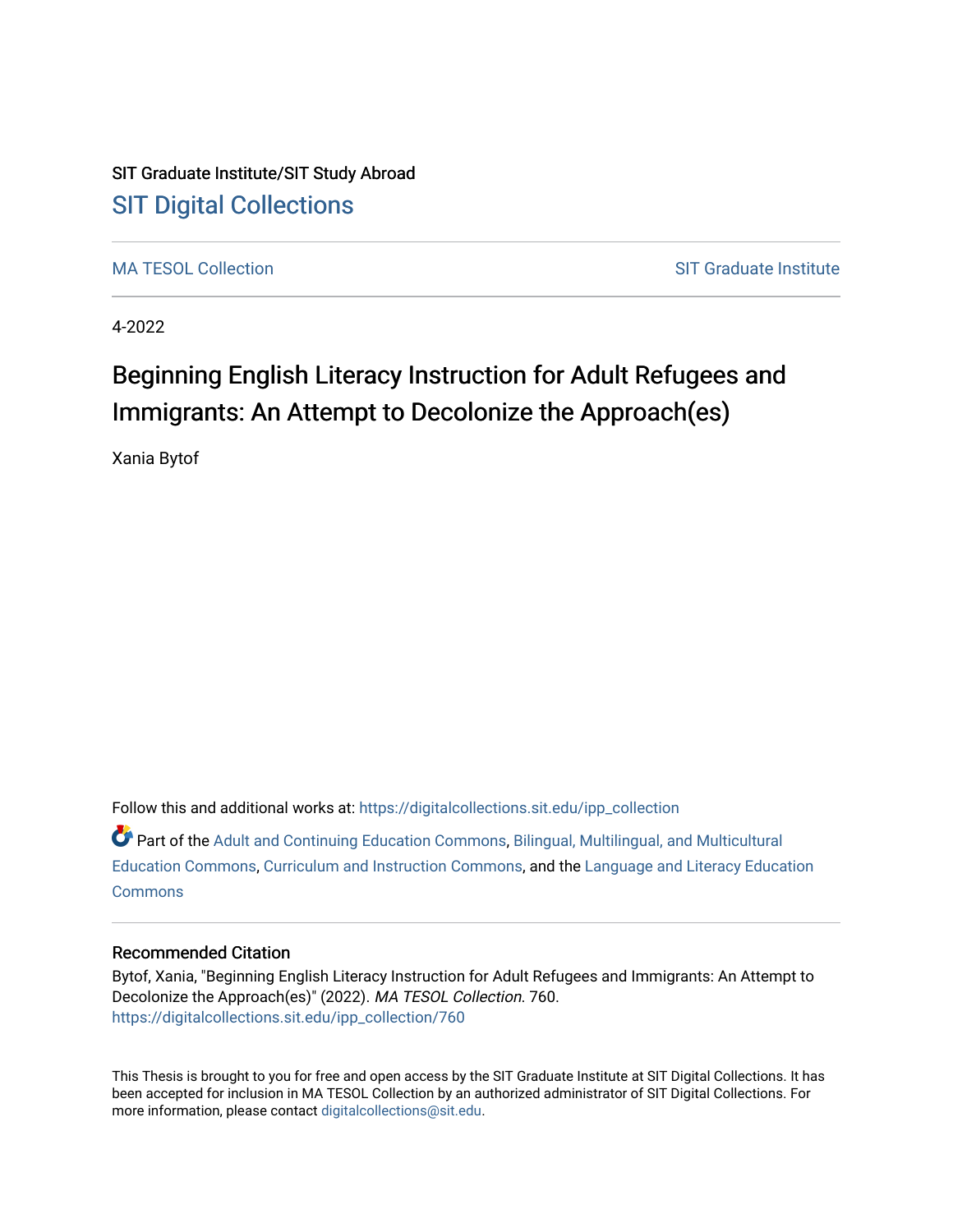SIT Graduate Institute/SIT Study Abroad

# SIT Digital Collections

MA TESOL Collection | SIT Graduate Institute

4-2022

# Beginning English Literacy Instruction for Adult Refugees and Immigrants: An Attempt to Decolonize the Approach(es)

Xania Bytof

Follow this and additional works at: https://digitalcollections.sit.edu/ipp_collection

Part of the Adult and Continuing Education Commons, Bilingual, Multilingual, and Multicultural Education Commons, Curriculum and Instruction Commons, and the Language and Literacy Education Commons

## Recommended Citation

Bytof, Xania, "Beginning English Literacy Instruction for Adult Refugees and Immigrants: An Attempt to Decolonize the Approach(es)" (2022). *MA TESOL Collection*. 760.
https://digitalcollections.sit.edu/ipp_collection/760

This Thesis is brought to you for free and open access by the SIT Graduate Institute at SIT Digital Collections. It has been accepted for inclusion in MA TESOL Collection by an authorized administrator of SIT Digital Collections. For more information, please contact digitalcollections@sit.edu.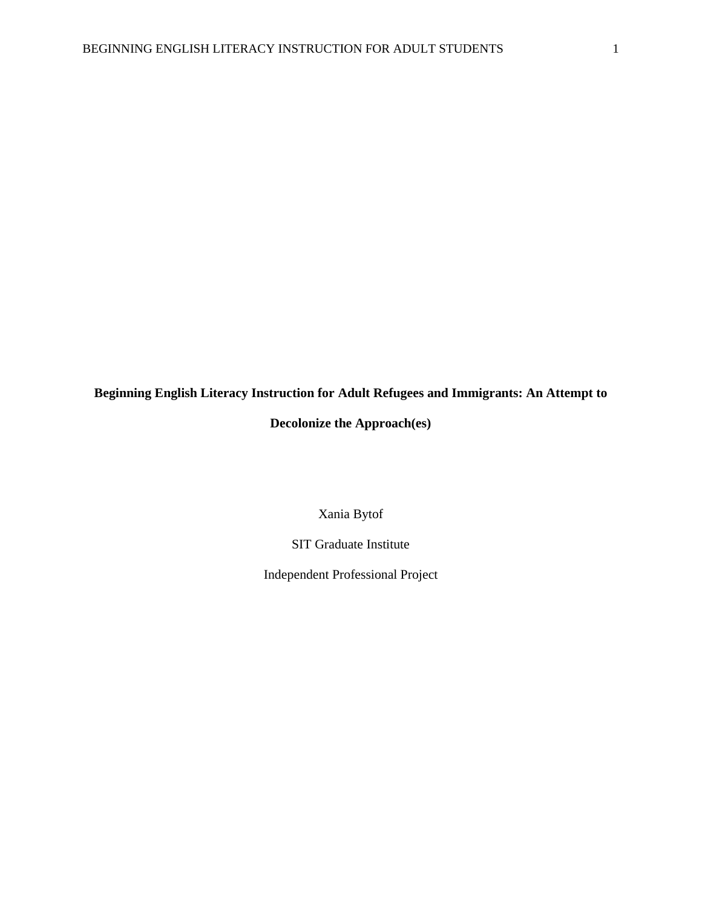**Beginning English Literacy Instruction for Adult Refugees and Immigrants: An Attempt to Decolonize the Approach(es)**

Xania Bytof

SIT Graduate Institute

Independent Professional Project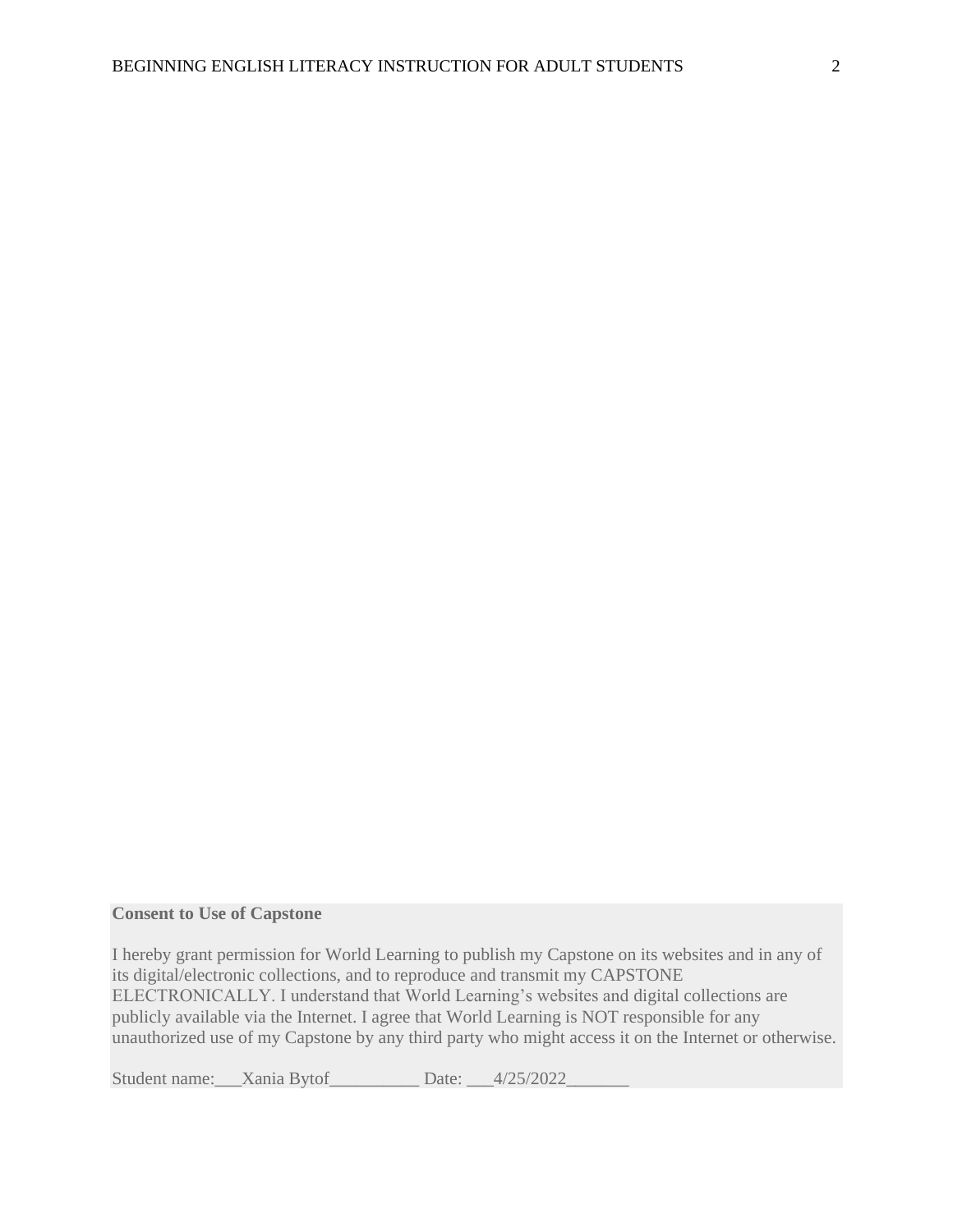**Consent to Use of Capstone**

I hereby grant permission for World Learning to publish my Capstone on its websites and in any of its digital/electronic collections, and to reproduce and transmit my CAPSTONE ELECTRONICALLY. I understand that World Learning's websites and digital collections are publicly available via the Internet. I agree that World Learning is NOT responsible for any unauthorized use of my Capstone by any third party who might access it on the Internet or otherwise.

Student name:___Xania Bytof__________ Date: ___4/25/2022_______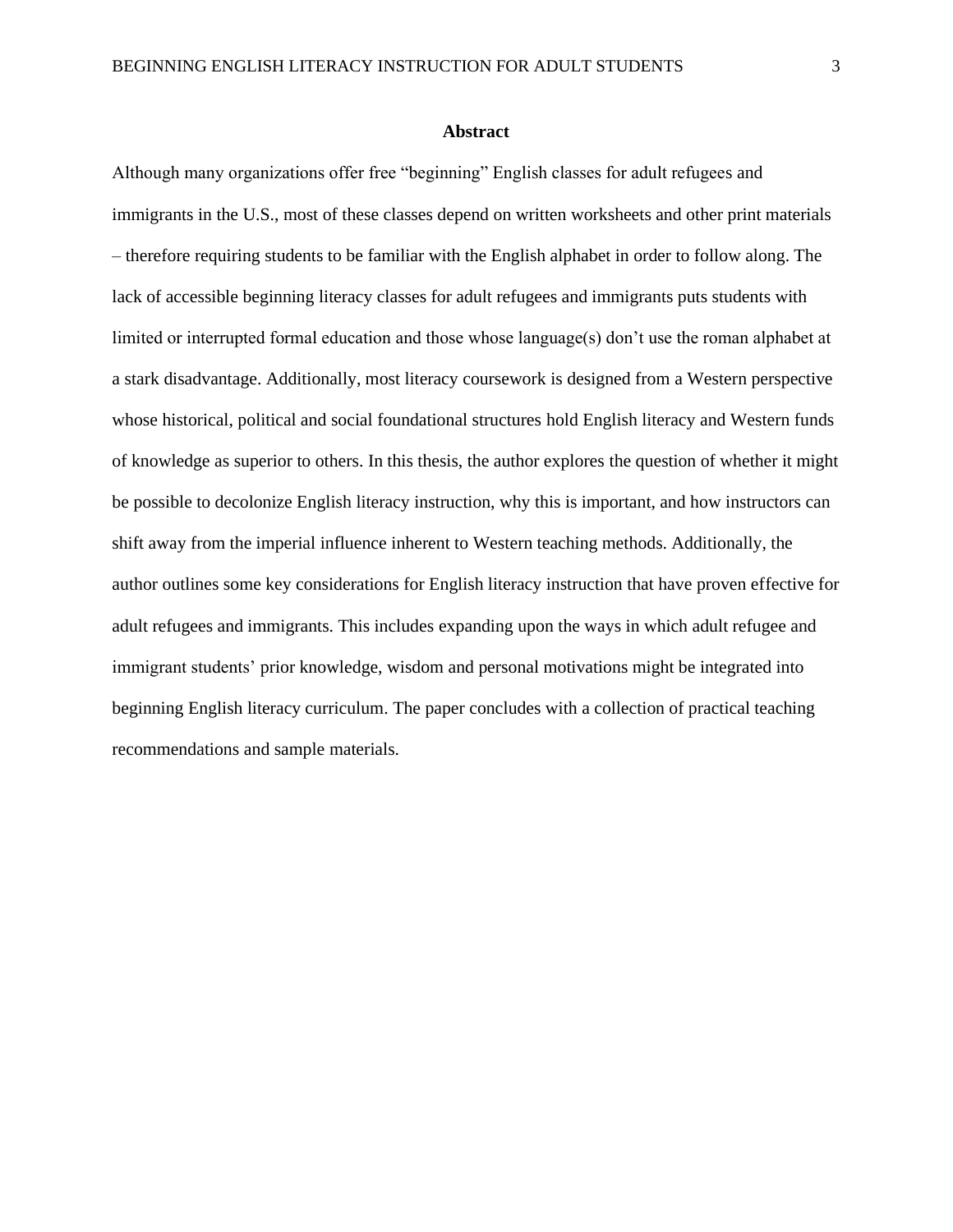## Abstract

Although many organizations offer free "beginning" English classes for adult refugees and immigrants in the U.S., most of these classes depend on written worksheets and other print materials – therefore requiring students to be familiar with the English alphabet in order to follow along. The lack of accessible beginning literacy classes for adult refugees and immigrants puts students with limited or interrupted formal education and those whose language(s) don't use the roman alphabet at a stark disadvantage. Additionally, most literacy coursework is designed from a Western perspective whose historical, political and social foundational structures hold English literacy and Western funds of knowledge as superior to others. In this thesis, the author explores the question of whether it might be possible to decolonize English literacy instruction, why this is important, and how instructors can shift away from the imperial influence inherent to Western teaching methods. Additionally, the author outlines some key considerations for English literacy instruction that have proven effective for adult refugees and immigrants. This includes expanding upon the ways in which adult refugee and immigrant students' prior knowledge, wisdom and personal motivations might be integrated into beginning English literacy curriculum. The paper concludes with a collection of practical teaching recommendations and sample materials.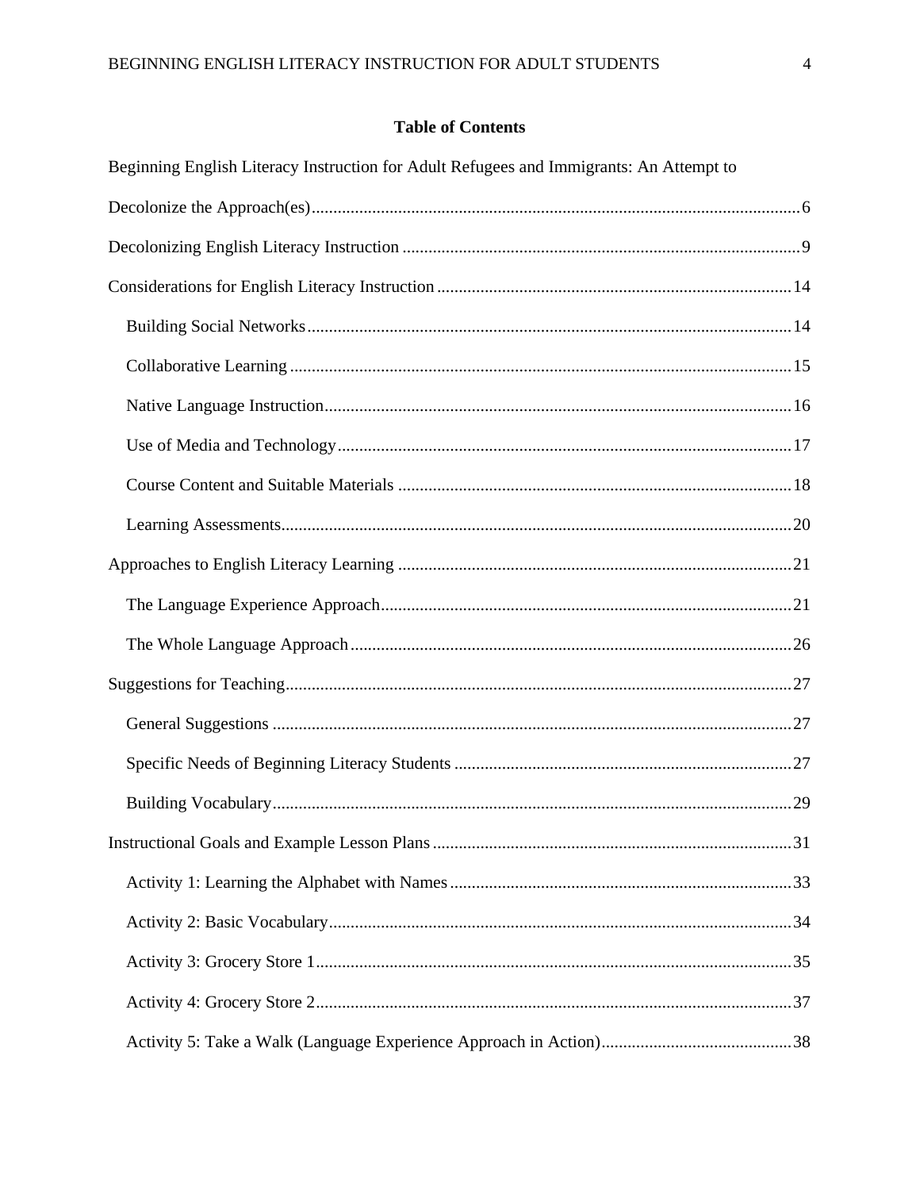# Table of Contents

Beginning English Literacy Instruction for Adult Refugees and Immigrants: An Attempt to Decolonize the Approach(es) ........ 6

Decolonizing English Literacy Instruction ........ 9

Considerations for English Literacy Instruction ........ 14

- Building Social Networks ........ 14
- Collaborative Learning ........ 15
- Native Language Instruction ........ 16
- Use of Media and Technology ........ 17
- Course Content and Suitable Materials ........ 18
- Learning Assessments ........ 20

Approaches to English Literacy Learning ........ 21

- The Language Experience Approach ........ 21
- The Whole Language Approach ........ 26

Suggestions for Teaching ........ 27

- General Suggestions ........ 27
- Specific Needs of Beginning Literacy Students ........ 27
- Building Vocabulary ........ 29

Instructional Goals and Example Lesson Plans ........ 31

- Activity 1: Learning the Alphabet with Names ........ 33
- Activity 2: Basic Vocabulary ........ 34
- Activity 3: Grocery Store 1 ........ 35
- Activity 4: Grocery Store 2 ........ 37
- Activity 5: Take a Walk (Language Experience Approach in Action) ........ 38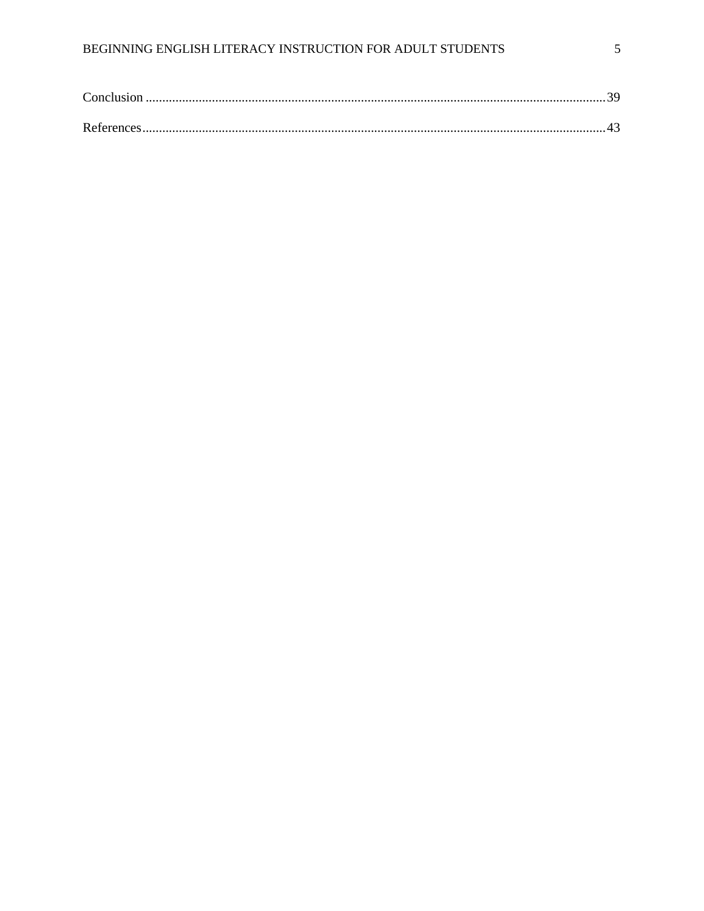Conclusion ........................................................................................................................................ 39

References......................................................................................................................................... 43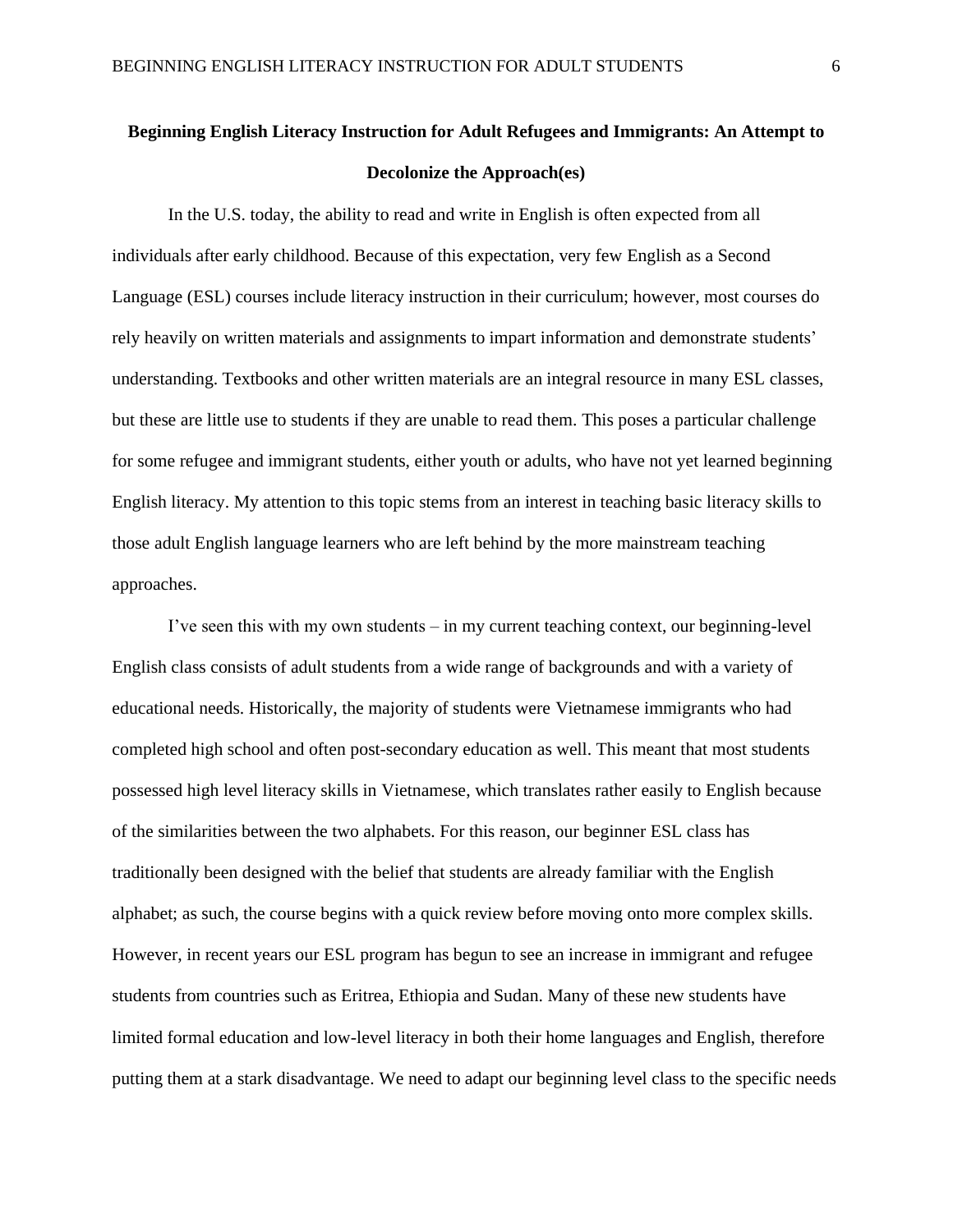# Beginning English Literacy Instruction for Adult Refugees and Immigrants: An Attempt to Decolonize the Approach(es)

In the U.S. today, the ability to read and write in English is often expected from all individuals after early childhood. Because of this expectation, very few English as a Second Language (ESL) courses include literacy instruction in their curriculum; however, most courses do rely heavily on written materials and assignments to impart information and demonstrate students' understanding. Textbooks and other written materials are an integral resource in many ESL classes, but these are little use to students if they are unable to read them. This poses a particular challenge for some refugee and immigrant students, either youth or adults, who have not yet learned beginning English literacy. My attention to this topic stems from an interest in teaching basic literacy skills to those adult English language learners who are left behind by the more mainstream teaching approaches.

I've seen this with my own students – in my current teaching context, our beginning-level English class consists of adult students from a wide range of backgrounds and with a variety of educational needs. Historically, the majority of students were Vietnamese immigrants who had completed high school and often post-secondary education as well. This meant that most students possessed high level literacy skills in Vietnamese, which translates rather easily to English because of the similarities between the two alphabets. For this reason, our beginner ESL class has traditionally been designed with the belief that students are already familiar with the English alphabet; as such, the course begins with a quick review before moving onto more complex skills. However, in recent years our ESL program has begun to see an increase in immigrant and refugee students from countries such as Eritrea, Ethiopia and Sudan. Many of these new students have limited formal education and low-level literacy in both their home languages and English, therefore putting them at a stark disadvantage. We need to adapt our beginning level class to the specific needs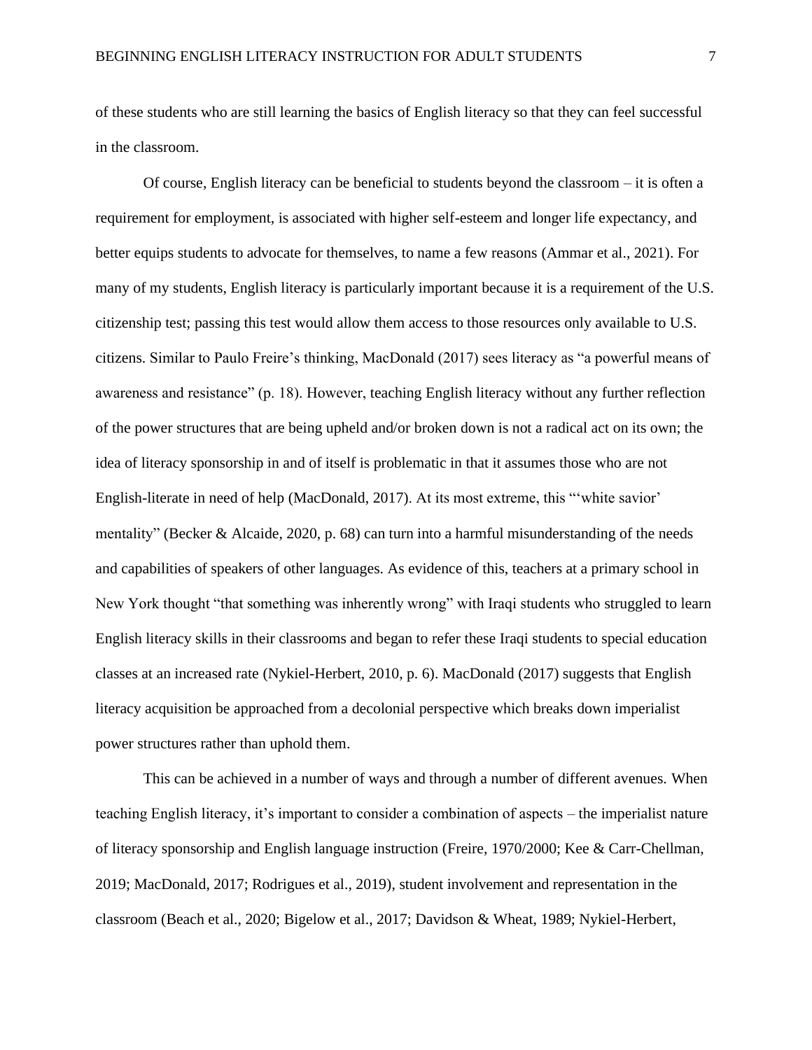of these students who are still learning the basics of English literacy so that they can feel successful in the classroom.

Of course, English literacy can be beneficial to students beyond the classroom – it is often a requirement for employment, is associated with higher self-esteem and longer life expectancy, and better equips students to advocate for themselves, to name a few reasons (Ammar et al., 2021). For many of my students, English literacy is particularly important because it is a requirement of the U.S. citizenship test; passing this test would allow them access to those resources only available to U.S. citizens. Similar to Paulo Freire's thinking, MacDonald (2017) sees literacy as "a powerful means of awareness and resistance" (p. 18). However, teaching English literacy without any further reflection of the power structures that are being upheld and/or broken down is not a radical act on its own; the idea of literacy sponsorship in and of itself is problematic in that it assumes those who are not English-literate in need of help (MacDonald, 2017). At its most extreme, this "'white savior' mentality" (Becker & Alcaide, 2020, p. 68) can turn into a harmful misunderstanding of the needs and capabilities of speakers of other languages. As evidence of this, teachers at a primary school in New York thought "that something was inherently wrong" with Iraqi students who struggled to learn English literacy skills in their classrooms and began to refer these Iraqi students to special education classes at an increased rate (Nykiel-Herbert, 2010, p. 6). MacDonald (2017) suggests that English literacy acquisition be approached from a decolonial perspective which breaks down imperialist power structures rather than uphold them.

This can be achieved in a number of ways and through a number of different avenues. When teaching English literacy, it's important to consider a combination of aspects – the imperialist nature of literacy sponsorship and English language instruction (Freire, 1970/2000; Kee & Carr-Chellman, 2019; MacDonald, 2017; Rodrigues et al., 2019), student involvement and representation in the classroom (Beach et al., 2020; Bigelow et al., 2017; Davidson & Wheat, 1989; Nykiel-Herbert,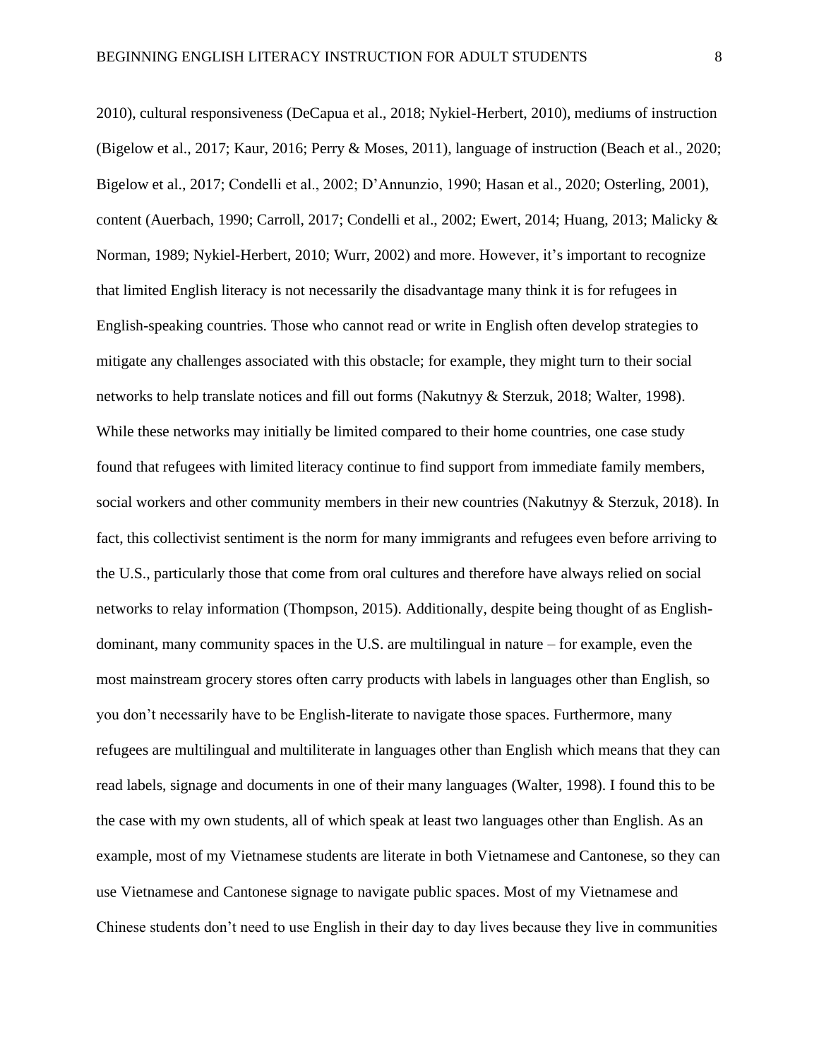2010), cultural responsiveness (DeCapua et al., 2018; Nykiel-Herbert, 2010), mediums of instruction (Bigelow et al., 2017; Kaur, 2016; Perry & Moses, 2011), language of instruction (Beach et al., 2020; Bigelow et al., 2017; Condelli et al., 2002; D'Annunzio, 1990; Hasan et al., 2020; Osterling, 2001), content (Auerbach, 1990; Carroll, 2017; Condelli et al., 2002; Ewert, 2014; Huang, 2013; Malicky & Norman, 1989; Nykiel-Herbert, 2010; Wurr, 2002) and more. However, it's important to recognize that limited English literacy is not necessarily the disadvantage many think it is for refugees in English-speaking countries. Those who cannot read or write in English often develop strategies to mitigate any challenges associated with this obstacle; for example, they might turn to their social networks to help translate notices and fill out forms (Nakutnyy & Sterzuk, 2018; Walter, 1998). While these networks may initially be limited compared to their home countries, one case study found that refugees with limited literacy continue to find support from immediate family members, social workers and other community members in their new countries (Nakutnyy & Sterzuk, 2018). In fact, this collectivist sentiment is the norm for many immigrants and refugees even before arriving to the U.S., particularly those that come from oral cultures and therefore have always relied on social networks to relay information (Thompson, 2015). Additionally, despite being thought of as English-dominant, many community spaces in the U.S. are multilingual in nature – for example, even the most mainstream grocery stores often carry products with labels in languages other than English, so you don't necessarily have to be English-literate to navigate those spaces. Furthermore, many refugees are multilingual and multiliterate in languages other than English which means that they can read labels, signage and documents in one of their many languages (Walter, 1998). I found this to be the case with my own students, all of which speak at least two languages other than English. As an example, most of my Vietnamese students are literate in both Vietnamese and Cantonese, so they can use Vietnamese and Cantonese signage to navigate public spaces. Most of my Vietnamese and Chinese students don't need to use English in their day to day lives because they live in communities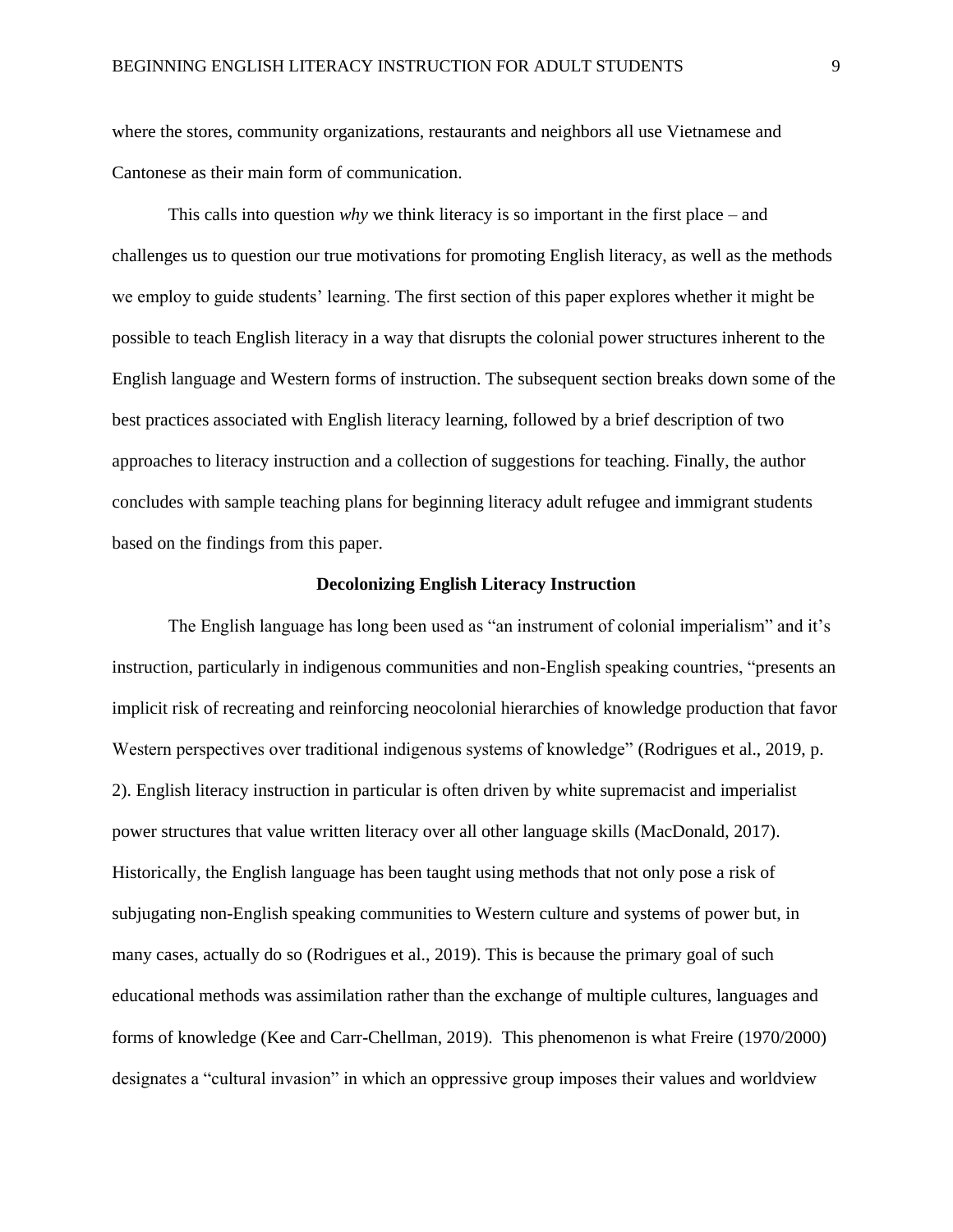where the stores, community organizations, restaurants and neighbors all use Vietnamese and Cantonese as their main form of communication.

This calls into question *why* we think literacy is so important in the first place – and challenges us to question our true motivations for promoting English literacy, as well as the methods we employ to guide students' learning. The first section of this paper explores whether it might be possible to teach English literacy in a way that disrupts the colonial power structures inherent to the English language and Western forms of instruction. The subsequent section breaks down some of the best practices associated with English literacy learning, followed by a brief description of two approaches to literacy instruction and a collection of suggestions for teaching. Finally, the author concludes with sample teaching plans for beginning literacy adult refugee and immigrant students based on the findings from this paper.

## Decolonizing English Literacy Instruction

The English language has long been used as "an instrument of colonial imperialism" and it's instruction, particularly in indigenous communities and non-English speaking countries, "presents an implicit risk of recreating and reinforcing neocolonial hierarchies of knowledge production that favor Western perspectives over traditional indigenous systems of knowledge" (Rodrigues et al., 2019, p. 2). English literacy instruction in particular is often driven by white supremacist and imperialist power structures that value written literacy over all other language skills (MacDonald, 2017). Historically, the English language has been taught using methods that not only pose a risk of subjugating non-English speaking communities to Western culture and systems of power but, in many cases, actually do so (Rodrigues et al., 2019). This is because the primary goal of such educational methods was assimilation rather than the exchange of multiple cultures, languages and forms of knowledge (Kee and Carr-Chellman, 2019). This phenomenon is what Freire (1970/2000) designates a "cultural invasion" in which an oppressive group imposes their values and worldview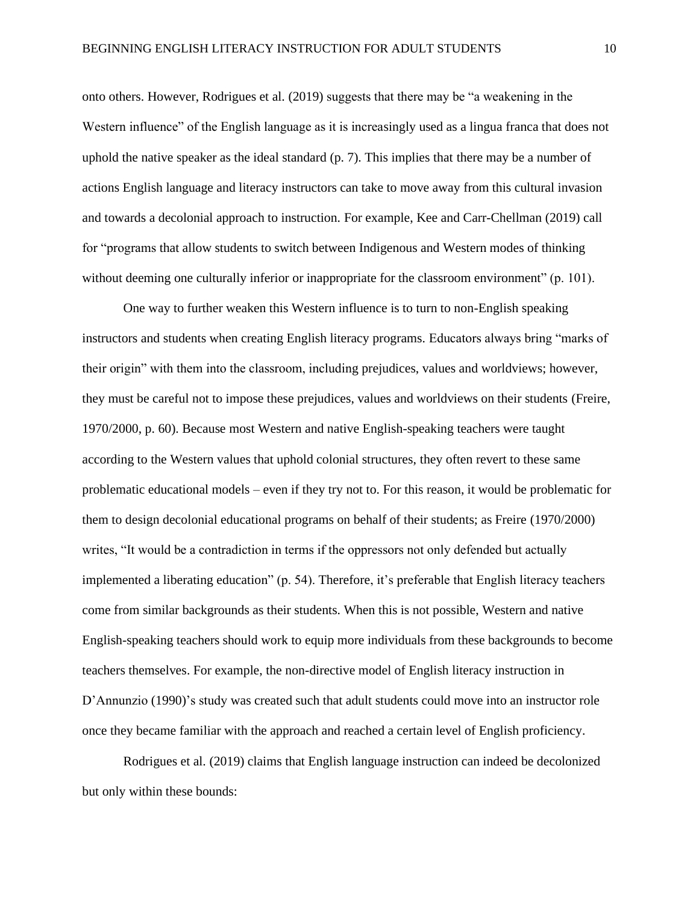onto others. However, Rodrigues et al. (2019) suggests that there may be "a weakening in the Western influence" of the English language as it is increasingly used as a lingua franca that does not uphold the native speaker as the ideal standard (p. 7). This implies that there may be a number of actions English language and literacy instructors can take to move away from this cultural invasion and towards a decolonial approach to instruction. For example, Kee and Carr-Chellman (2019) call for "programs that allow students to switch between Indigenous and Western modes of thinking without deeming one culturally inferior or inappropriate for the classroom environment" (p. 101).

One way to further weaken this Western influence is to turn to non-English speaking instructors and students when creating English literacy programs. Educators always bring "marks of their origin" with them into the classroom, including prejudices, values and worldviews; however, they must be careful not to impose these prejudices, values and worldviews on their students (Freire, 1970/2000, p. 60). Because most Western and native English-speaking teachers were taught according to the Western values that uphold colonial structures, they often revert to these same problematic educational models – even if they try not to. For this reason, it would be problematic for them to design decolonial educational programs on behalf of their students; as Freire (1970/2000) writes, "It would be a contradiction in terms if the oppressors not only defended but actually implemented a liberating education" (p. 54). Therefore, it's preferable that English literacy teachers come from similar backgrounds as their students. When this is not possible, Western and native English-speaking teachers should work to equip more individuals from these backgrounds to become teachers themselves. For example, the non-directive model of English literacy instruction in D'Annunzio (1990)'s study was created such that adult students could move into an instructor role once they became familiar with the approach and reached a certain level of English proficiency.

Rodrigues et al. (2019) claims that English language instruction can indeed be decolonized but only within these bounds: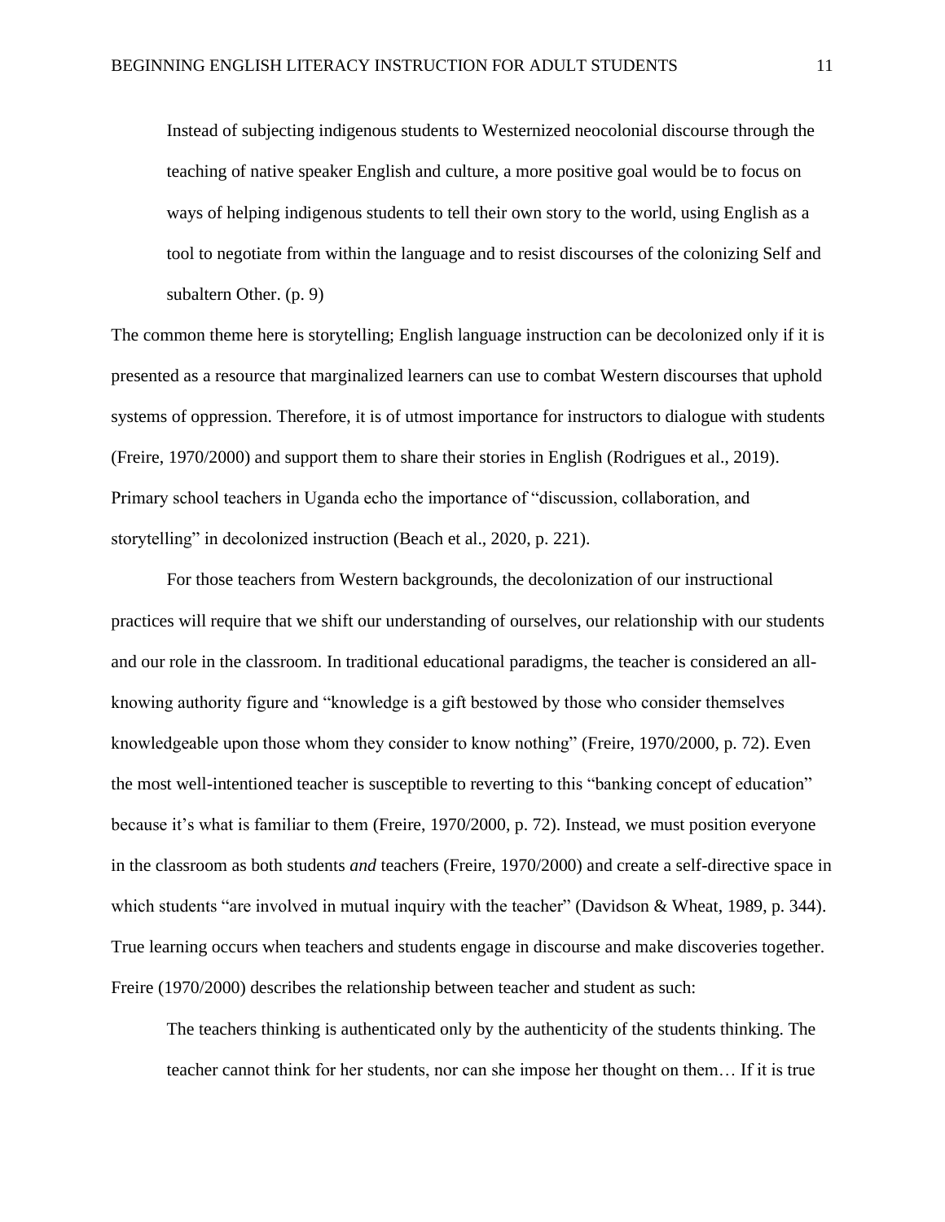> Instead of subjecting indigenous students to Westernized neocolonial discourse through the teaching of native speaker English and culture, a more positive goal would be to focus on ways of helping indigenous students to tell their own story to the world, using English as a tool to negotiate from within the language and to resist discourses of the colonizing Self and subaltern Other. (p. 9)

The common theme here is storytelling; English language instruction can be decolonized only if it is presented as a resource that marginalized learners can use to combat Western discourses that uphold systems of oppression. Therefore, it is of utmost importance for instructors to dialogue with students (Freire, 1970/2000) and support them to share their stories in English (Rodrigues et al., 2019). Primary school teachers in Uganda echo the importance of "discussion, collaboration, and storytelling" in decolonized instruction (Beach et al., 2020, p. 221).

For those teachers from Western backgrounds, the decolonization of our instructional practices will require that we shift our understanding of ourselves, our relationship with our students and our role in the classroom. In traditional educational paradigms, the teacher is considered an all-knowing authority figure and "knowledge is a gift bestowed by those who consider themselves knowledgeable upon those whom they consider to know nothing" (Freire, 1970/2000, p. 72). Even the most well-intentioned teacher is susceptible to reverting to this "banking concept of education" because it's what is familiar to them (Freire, 1970/2000, p. 72). Instead, we must position everyone in the classroom as both students *and* teachers (Freire, 1970/2000) and create a self-directive space in which students "are involved in mutual inquiry with the teacher" (Davidson & Wheat, 1989, p. 344). True learning occurs when teachers and students engage in discourse and make discoveries together. Freire (1970/2000) describes the relationship between teacher and student as such:

> The teachers thinking is authenticated only by the authenticity of the students thinking. The teacher cannot think for her students, nor can she impose her thought on them… If it is true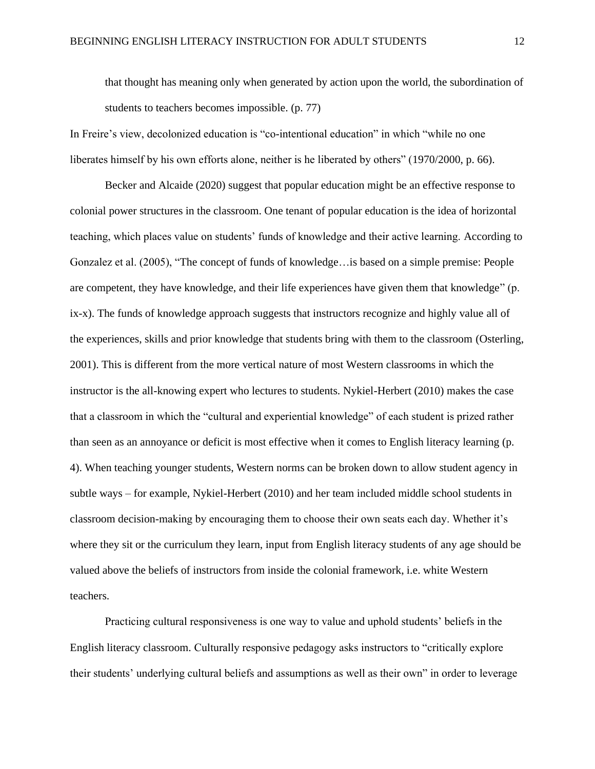> that thought has meaning only when generated by action upon the world, the subordination of students to teachers becomes impossible. (p. 77)

In Freire's view, decolonized education is "co-intentional education" in which "while no one liberates himself by his own efforts alone, neither is he liberated by others" (1970/2000, p. 66).

Becker and Alcaide (2020) suggest that popular education might be an effective response to colonial power structures in the classroom. One tenant of popular education is the idea of horizontal teaching, which places value on students' funds of knowledge and their active learning. According to Gonzalez et al. (2005), "The concept of funds of knowledge…is based on a simple premise: People are competent, they have knowledge, and their life experiences have given them that knowledge" (p. ix-x). The funds of knowledge approach suggests that instructors recognize and highly value all of the experiences, skills and prior knowledge that students bring with them to the classroom (Osterling, 2001). This is different from the more vertical nature of most Western classrooms in which the instructor is the all-knowing expert who lectures to students. Nykiel-Herbert (2010) makes the case that a classroom in which the "cultural and experiential knowledge" of each student is prized rather than seen as an annoyance or deficit is most effective when it comes to English literacy learning (p. 4). When teaching younger students, Western norms can be broken down to allow student agency in subtle ways – for example, Nykiel-Herbert (2010) and her team included middle school students in classroom decision-making by encouraging them to choose their own seats each day. Whether it's where they sit or the curriculum they learn, input from English literacy students of any age should be valued above the beliefs of instructors from inside the colonial framework, i.e. white Western teachers.

Practicing cultural responsiveness is one way to value and uphold students' beliefs in the English literacy classroom. Culturally responsive pedagogy asks instructors to "critically explore their students' underlying cultural beliefs and assumptions as well as their own" in order to leverage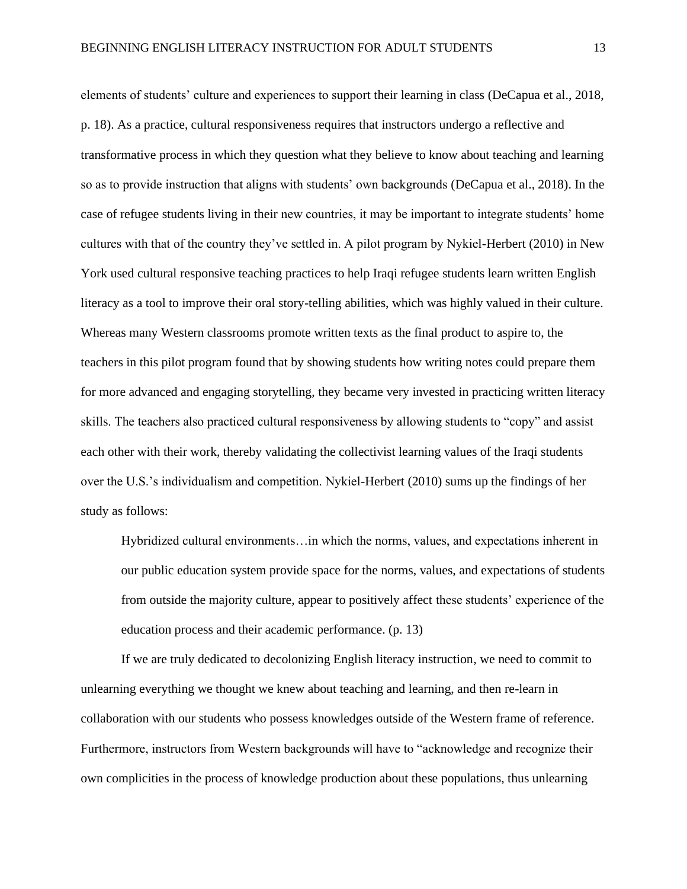elements of students' culture and experiences to support their learning in class (DeCapua et al., 2018, p. 18). As a practice, cultural responsiveness requires that instructors undergo a reflective and transformative process in which they question what they believe to know about teaching and learning so as to provide instruction that aligns with students' own backgrounds (DeCapua et al., 2018). In the case of refugee students living in their new countries, it may be important to integrate students' home cultures with that of the country they've settled in. A pilot program by Nykiel-Herbert (2010) in New York used cultural responsive teaching practices to help Iraqi refugee students learn written English literacy as a tool to improve their oral story-telling abilities, which was highly valued in their culture. Whereas many Western classrooms promote written texts as the final product to aspire to, the teachers in this pilot program found that by showing students how writing notes could prepare them for more advanced and engaging storytelling, they became very invested in practicing written literacy skills. The teachers also practiced cultural responsiveness by allowing students to "copy" and assist each other with their work, thereby validating the collectivist learning values of the Iraqi students over the U.S.'s individualism and competition. Nykiel-Herbert (2010) sums up the findings of her study as follows:

> Hybridized cultural environments…in which the norms, values, and expectations inherent in our public education system provide space for the norms, values, and expectations of students from outside the majority culture, appear to positively affect these students' experience of the education process and their academic performance. (p. 13)

If we are truly dedicated to decolonizing English literacy instruction, we need to commit to unlearning everything we thought we knew about teaching and learning, and then re-learn in collaboration with our students who possess knowledges outside of the Western frame of reference. Furthermore, instructors from Western backgrounds will have to "acknowledge and recognize their own complicities in the process of knowledge production about these populations, thus unlearning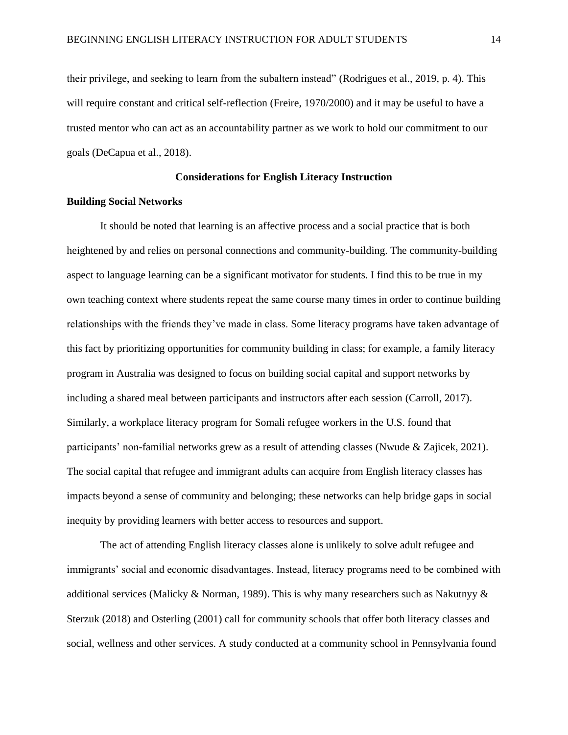their privilege, and seeking to learn from the subaltern instead" (Rodrigues et al., 2019, p. 4). This will require constant and critical self-reflection (Freire, 1970/2000) and it may be useful to have a trusted mentor who can act as an accountability partner as we work to hold our commitment to our goals (DeCapua et al., 2018).

## Considerations for English Literacy Instruction

### Building Social Networks

It should be noted that learning is an affective process and a social practice that is both heightened by and relies on personal connections and community-building. The community-building aspect to language learning can be a significant motivator for students. I find this to be true in my own teaching context where students repeat the same course many times in order to continue building relationships with the friends they've made in class. Some literacy programs have taken advantage of this fact by prioritizing opportunities for community building in class; for example, a family literacy program in Australia was designed to focus on building social capital and support networks by including a shared meal between participants and instructors after each session (Carroll, 2017). Similarly, a workplace literacy program for Somali refugee workers in the U.S. found that participants' non-familial networks grew as a result of attending classes (Nwude & Zajicek, 2021). The social capital that refugee and immigrant adults can acquire from English literacy classes has impacts beyond a sense of community and belonging; these networks can help bridge gaps in social inequity by providing learners with better access to resources and support.

The act of attending English literacy classes alone is unlikely to solve adult refugee and immigrants' social and economic disadvantages. Instead, literacy programs need to be combined with additional services (Malicky & Norman, 1989). This is why many researchers such as Nakutnyy & Sterzuk (2018) and Osterling (2001) call for community schools that offer both literacy classes and social, wellness and other services. A study conducted at a community school in Pennsylvania found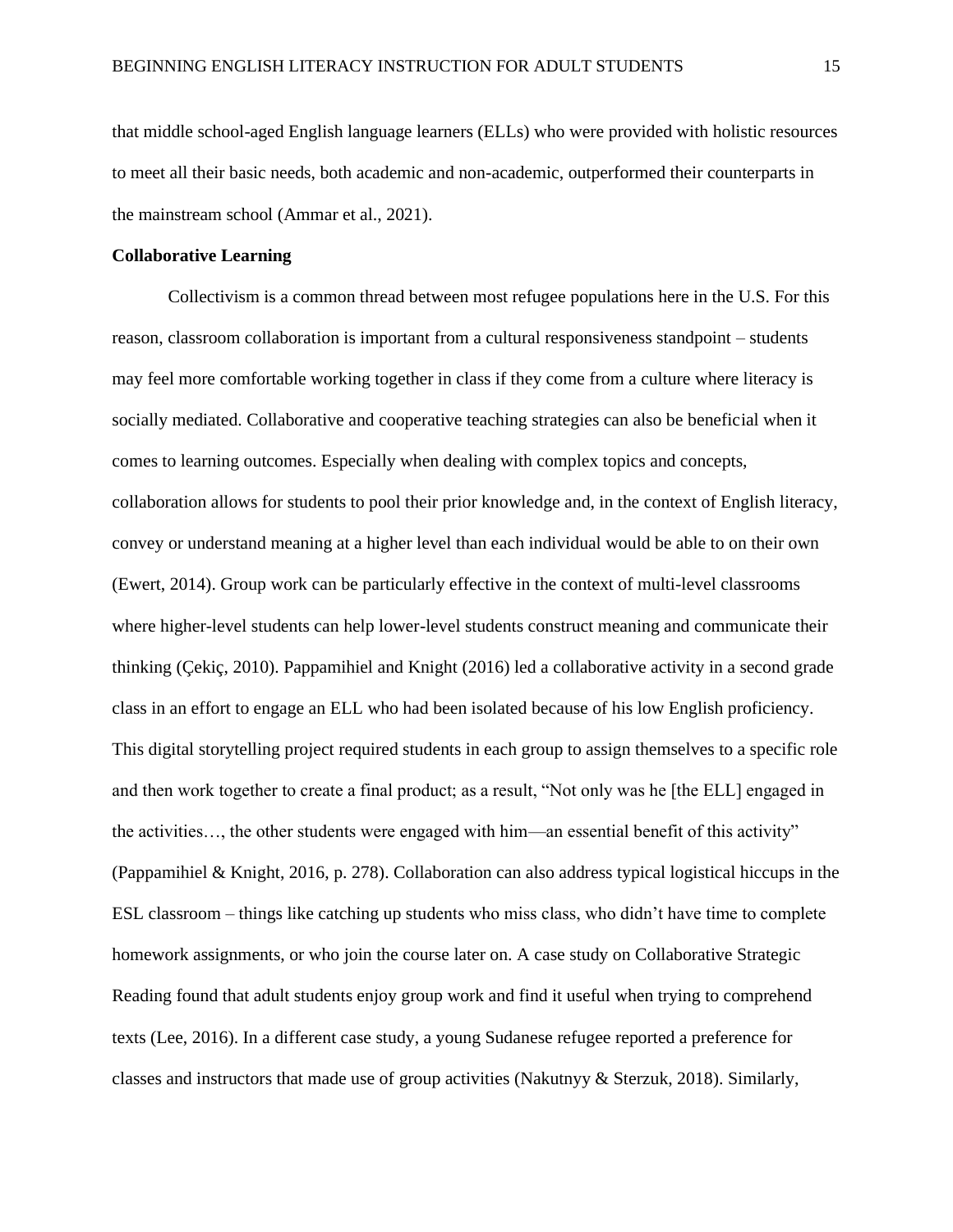that middle school-aged English language learners (ELLs) who were provided with holistic resources to meet all their basic needs, both academic and non-academic, outperformed their counterparts in the mainstream school (Ammar et al., 2021).

**Collaborative Learning**

Collectivism is a common thread between most refugee populations here in the U.S. For this reason, classroom collaboration is important from a cultural responsiveness standpoint – students may feel more comfortable working together in class if they come from a culture where literacy is socially mediated. Collaborative and cooperative teaching strategies can also be beneficial when it comes to learning outcomes. Especially when dealing with complex topics and concepts, collaboration allows for students to pool their prior knowledge and, in the context of English literacy, convey or understand meaning at a higher level than each individual would be able to on their own (Ewert, 2014). Group work can be particularly effective in the context of multi-level classrooms where higher-level students can help lower-level students construct meaning and communicate their thinking (Çekiç, 2010). Pappamihiel and Knight (2016) led a collaborative activity in a second grade class in an effort to engage an ELL who had been isolated because of his low English proficiency. This digital storytelling project required students in each group to assign themselves to a specific role and then work together to create a final product; as a result, "Not only was he [the ELL] engaged in the activities…, the other students were engaged with him—an essential benefit of this activity" (Pappamihiel & Knight, 2016, p. 278). Collaboration can also address typical logistical hiccups in the ESL classroom – things like catching up students who miss class, who didn't have time to complete homework assignments, or who join the course later on. A case study on Collaborative Strategic Reading found that adult students enjoy group work and find it useful when trying to comprehend texts (Lee, 2016). In a different case study, a young Sudanese refugee reported a preference for classes and instructors that made use of group activities (Nakutnyy & Sterzuk, 2018). Similarly,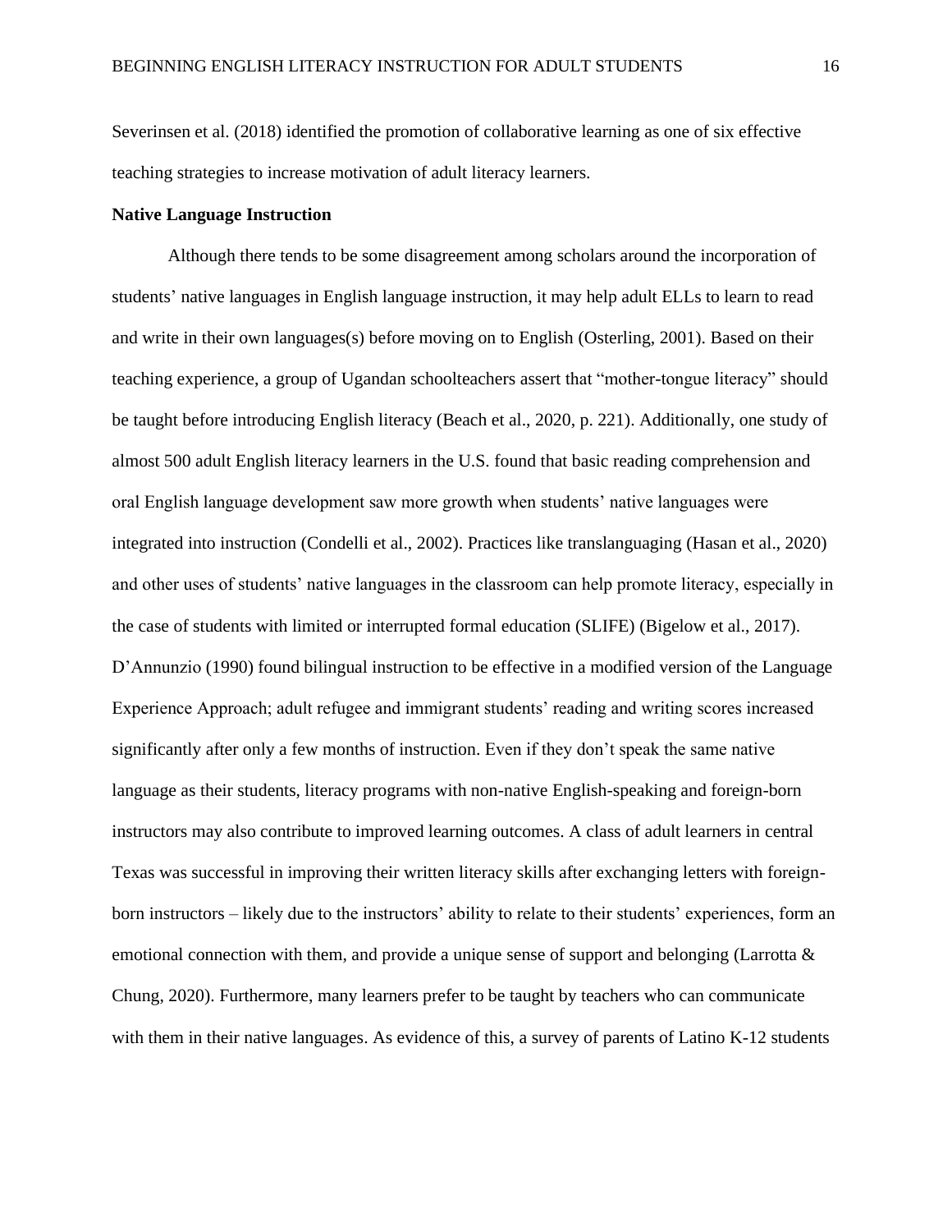Severinsen et al. (2018) identified the promotion of collaborative learning as one of six effective teaching strategies to increase motivation of adult literacy learners.

**Native Language Instruction**

Although there tends to be some disagreement among scholars around the incorporation of students' native languages in English language instruction, it may help adult ELLs to learn to read and write in their own languages(s) before moving on to English (Osterling, 2001). Based on their teaching experience, a group of Ugandan schoolteachers assert that "mother-tongue literacy" should be taught before introducing English literacy (Beach et al., 2020, p. 221). Additionally, one study of almost 500 adult English literacy learners in the U.S. found that basic reading comprehension and oral English language development saw more growth when students' native languages were integrated into instruction (Condelli et al., 2002). Practices like translanguaging (Hasan et al., 2020) and other uses of students' native languages in the classroom can help promote literacy, especially in the case of students with limited or interrupted formal education (SLIFE) (Bigelow et al., 2017). D'Annunzio (1990) found bilingual instruction to be effective in a modified version of the Language Experience Approach; adult refugee and immigrant students' reading and writing scores increased significantly after only a few months of instruction. Even if they don't speak the same native language as their students, literacy programs with non-native English-speaking and foreign-born instructors may also contribute to improved learning outcomes. A class of adult learners in central Texas was successful in improving their written literacy skills after exchanging letters with foreign-born instructors – likely due to the instructors' ability to relate to their students' experiences, form an emotional connection with them, and provide a unique sense of support and belonging (Larrotta & Chung, 2020). Furthermore, many learners prefer to be taught by teachers who can communicate with them in their native languages. As evidence of this, a survey of parents of Latino K-12 students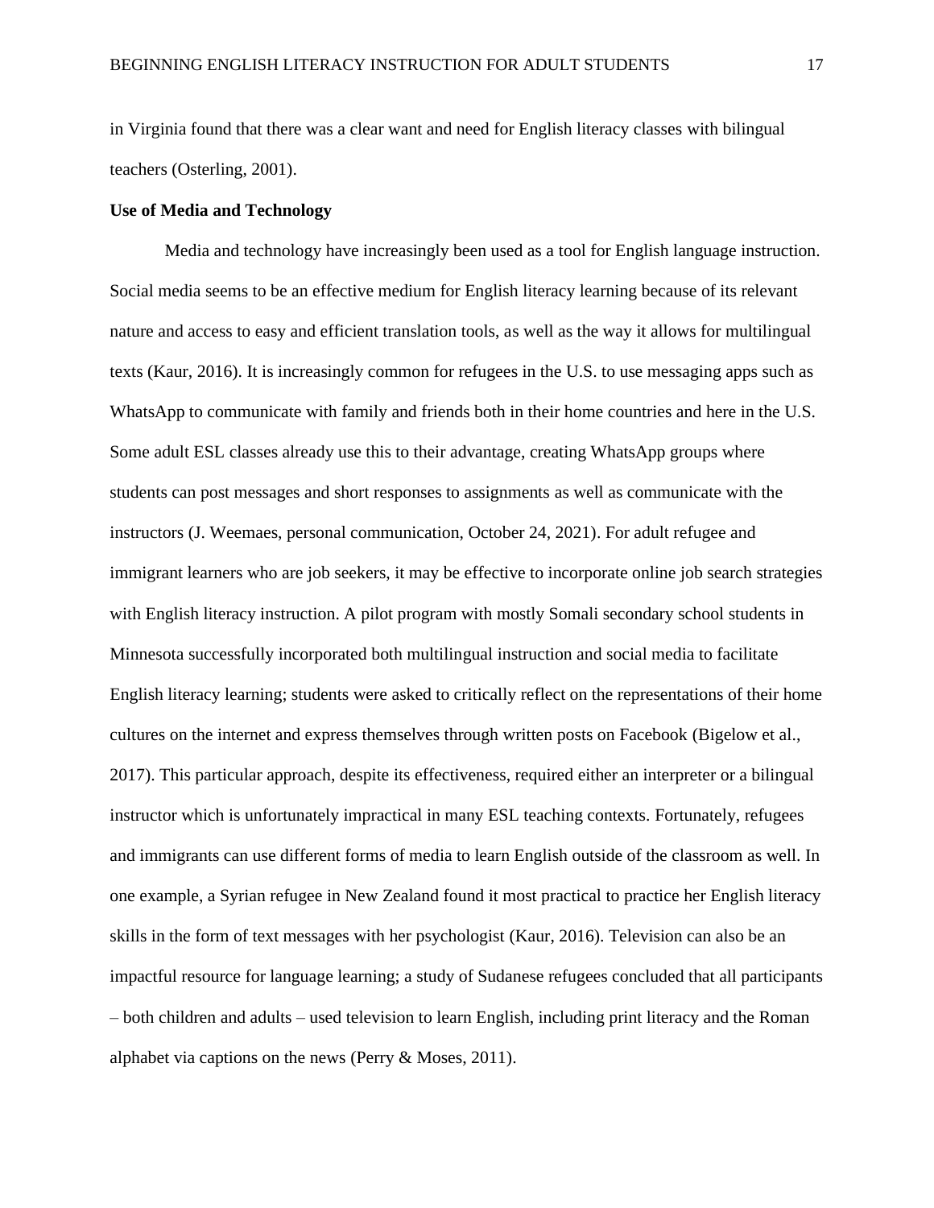in Virginia found that there was a clear want and need for English literacy classes with bilingual teachers (Osterling, 2001).

**Use of Media and Technology**

Media and technology have increasingly been used as a tool for English language instruction. Social media seems to be an effective medium for English literacy learning because of its relevant nature and access to easy and efficient translation tools, as well as the way it allows for multilingual texts (Kaur, 2016). It is increasingly common for refugees in the U.S. to use messaging apps such as WhatsApp to communicate with family and friends both in their home countries and here in the U.S. Some adult ESL classes already use this to their advantage, creating WhatsApp groups where students can post messages and short responses to assignments as well as communicate with the instructors (J. Weemaes, personal communication, October 24, 2021). For adult refugee and immigrant learners who are job seekers, it may be effective to incorporate online job search strategies with English literacy instruction. A pilot program with mostly Somali secondary school students in Minnesota successfully incorporated both multilingual instruction and social media to facilitate English literacy learning; students were asked to critically reflect on the representations of their home cultures on the internet and express themselves through written posts on Facebook (Bigelow et al., 2017). This particular approach, despite its effectiveness, required either an interpreter or a bilingual instructor which is unfortunately impractical in many ESL teaching contexts. Fortunately, refugees and immigrants can use different forms of media to learn English outside of the classroom as well. In one example, a Syrian refugee in New Zealand found it most practical to practice her English literacy skills in the form of text messages with her psychologist (Kaur, 2016). Television can also be an impactful resource for language learning; a study of Sudanese refugees concluded that all participants – both children and adults – used television to learn English, including print literacy and the Roman alphabet via captions on the news (Perry & Moses, 2011).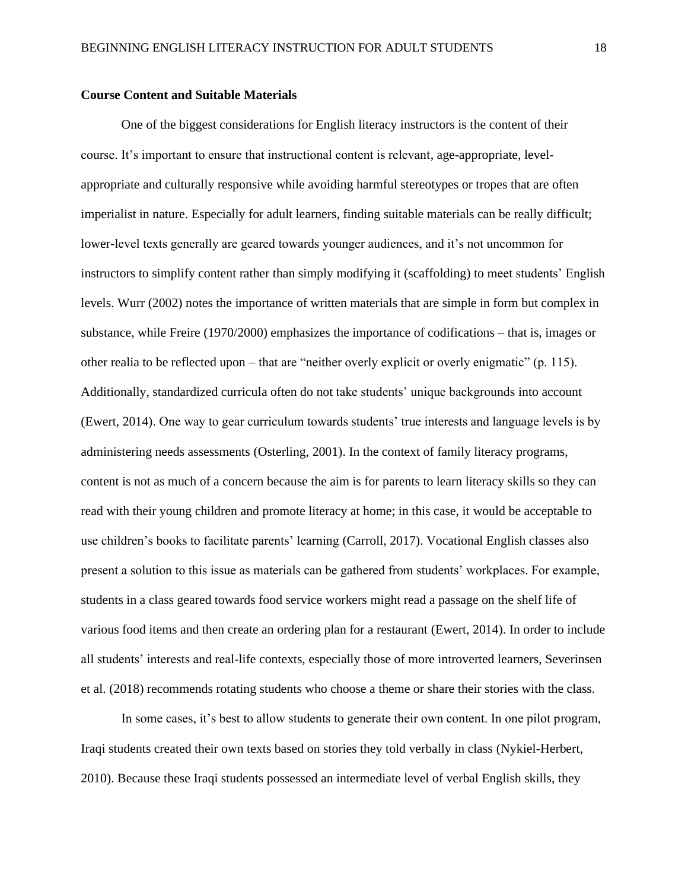**Course Content and Suitable Materials**

One of the biggest considerations for English literacy instructors is the content of their course. It's important to ensure that instructional content is relevant, age-appropriate, level-appropriate and culturally responsive while avoiding harmful stereotypes or tropes that are often imperialist in nature. Especially for adult learners, finding suitable materials can be really difficult; lower-level texts generally are geared towards younger audiences, and it's not uncommon for instructors to simplify content rather than simply modifying it (scaffolding) to meet students' English levels. Wurr (2002) notes the importance of written materials that are simple in form but complex in substance, while Freire (1970/2000) emphasizes the importance of codifications – that is, images or other realia to be reflected upon – that are "neither overly explicit or overly enigmatic" (p. 115). Additionally, standardized curricula often do not take students' unique backgrounds into account (Ewert, 2014). One way to gear curriculum towards students' true interests and language levels is by administering needs assessments (Osterling, 2001). In the context of family literacy programs, content is not as much of a concern because the aim is for parents to learn literacy skills so they can read with their young children and promote literacy at home; in this case, it would be acceptable to use children's books to facilitate parents' learning (Carroll, 2017). Vocational English classes also present a solution to this issue as materials can be gathered from students' workplaces. For example, students in a class geared towards food service workers might read a passage on the shelf life of various food items and then create an ordering plan for a restaurant (Ewert, 2014). In order to include all students' interests and real-life contexts, especially those of more introverted learners, Severinsen et al. (2018) recommends rotating students who choose a theme or share their stories with the class.

In some cases, it's best to allow students to generate their own content. In one pilot program, Iraqi students created their own texts based on stories they told verbally in class (Nykiel-Herbert, 2010). Because these Iraqi students possessed an intermediate level of verbal English skills, they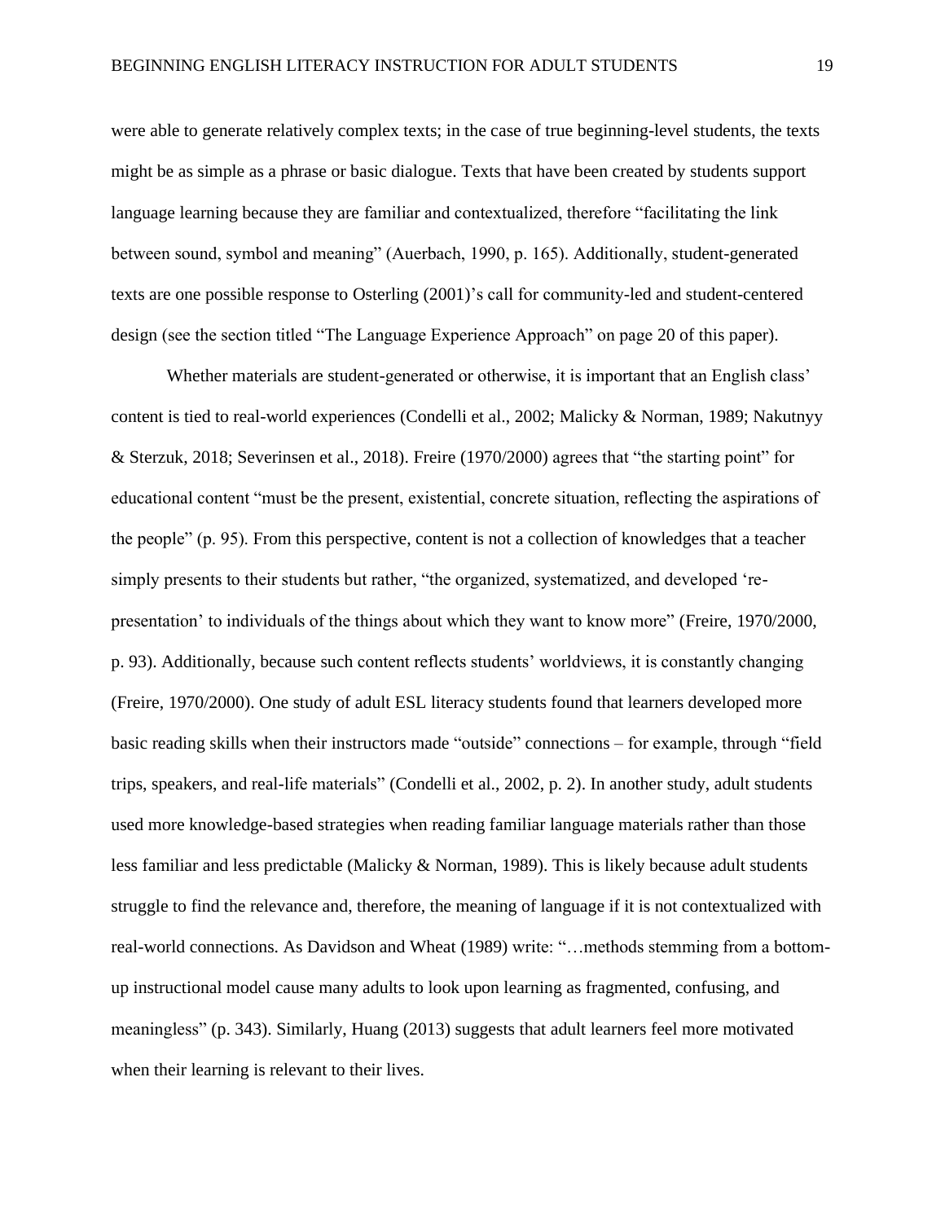were able to generate relatively complex texts; in the case of true beginning-level students, the texts might be as simple as a phrase or basic dialogue. Texts that have been created by students support language learning because they are familiar and contextualized, therefore "facilitating the link between sound, symbol and meaning" (Auerbach, 1990, p. 165). Additionally, student-generated texts are one possible response to Osterling (2001)'s call for community-led and student-centered design (see the section titled "The Language Experience Approach" on page 20 of this paper).

Whether materials are student-generated or otherwise, it is important that an English class' content is tied to real-world experiences (Condelli et al., 2002; Malicky & Norman, 1989; Nakutnyy & Sterzuk, 2018; Severinsen et al., 2018). Freire (1970/2000) agrees that "the starting point" for educational content "must be the present, existential, concrete situation, reflecting the aspirations of the people" (p. 95). From this perspective, content is not a collection of knowledges that a teacher simply presents to their students but rather, "the organized, systematized, and developed 're-presentation' to individuals of the things about which they want to know more" (Freire, 1970/2000, p. 93). Additionally, because such content reflects students' worldviews, it is constantly changing (Freire, 1970/2000). One study of adult ESL literacy students found that learners developed more basic reading skills when their instructors made "outside" connections – for example, through "field trips, speakers, and real-life materials" (Condelli et al., 2002, p. 2). In another study, adult students used more knowledge-based strategies when reading familiar language materials rather than those less familiar and less predictable (Malicky & Norman, 1989). This is likely because adult students struggle to find the relevance and, therefore, the meaning of language if it is not contextualized with real-world connections. As Davidson and Wheat (1989) write: "…methods stemming from a bottom-up instructional model cause many adults to look upon learning as fragmented, confusing, and meaningless" (p. 343). Similarly, Huang (2013) suggests that adult learners feel more motivated when their learning is relevant to their lives.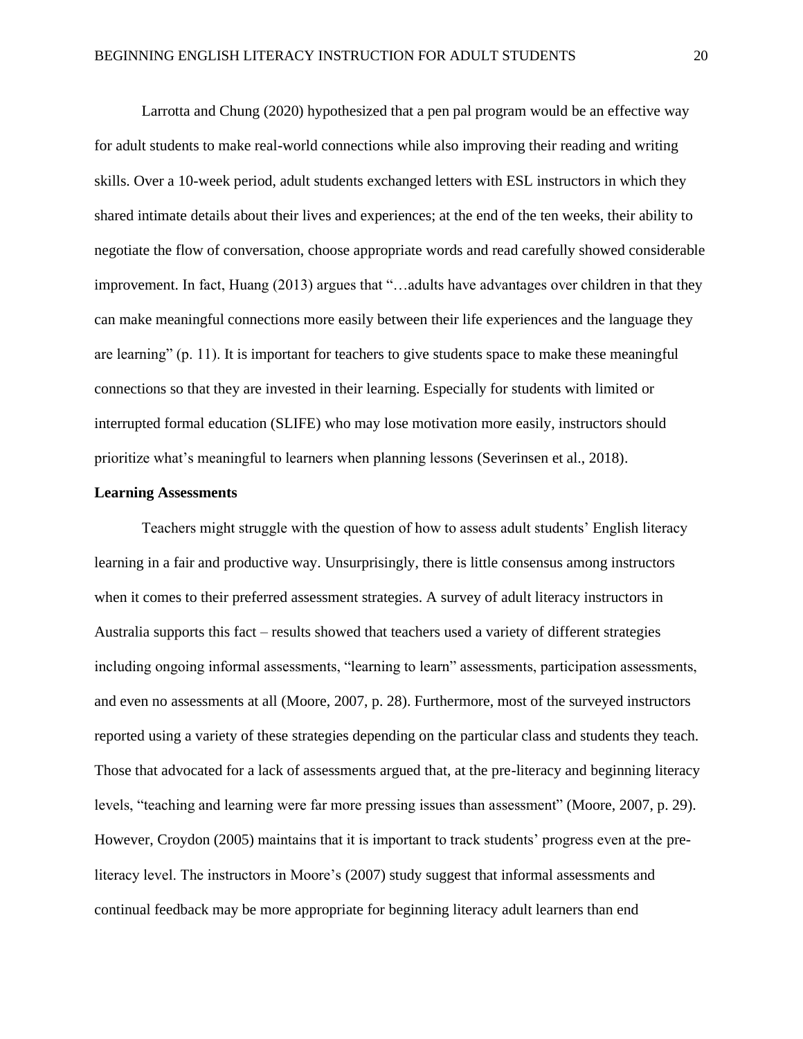Larrotta and Chung (2020) hypothesized that a pen pal program would be an effective way for adult students to make real-world connections while also improving their reading and writing skills. Over a 10-week period, adult students exchanged letters with ESL instructors in which they shared intimate details about their lives and experiences; at the end of the ten weeks, their ability to negotiate the flow of conversation, choose appropriate words and read carefully showed considerable improvement. In fact, Huang (2013) argues that "…adults have advantages over children in that they can make meaningful connections more easily between their life experiences and the language they are learning" (p. 11). It is important for teachers to give students space to make these meaningful connections so that they are invested in their learning. Especially for students with limited or interrupted formal education (SLIFE) who may lose motivation more easily, instructors should prioritize what's meaningful to learners when planning lessons (Severinsen et al., 2018).

**Learning Assessments**

Teachers might struggle with the question of how to assess adult students' English literacy learning in a fair and productive way. Unsurprisingly, there is little consensus among instructors when it comes to their preferred assessment strategies. A survey of adult literacy instructors in Australia supports this fact – results showed that teachers used a variety of different strategies including ongoing informal assessments, "learning to learn" assessments, participation assessments, and even no assessments at all (Moore, 2007, p. 28). Furthermore, most of the surveyed instructors reported using a variety of these strategies depending on the particular class and students they teach. Those that advocated for a lack of assessments argued that, at the pre-literacy and beginning literacy levels, "teaching and learning were far more pressing issues than assessment" (Moore, 2007, p. 29). However, Croydon (2005) maintains that it is important to track students' progress even at the pre-literacy level. The instructors in Moore's (2007) study suggest that informal assessments and continual feedback may be more appropriate for beginning literacy adult learners than end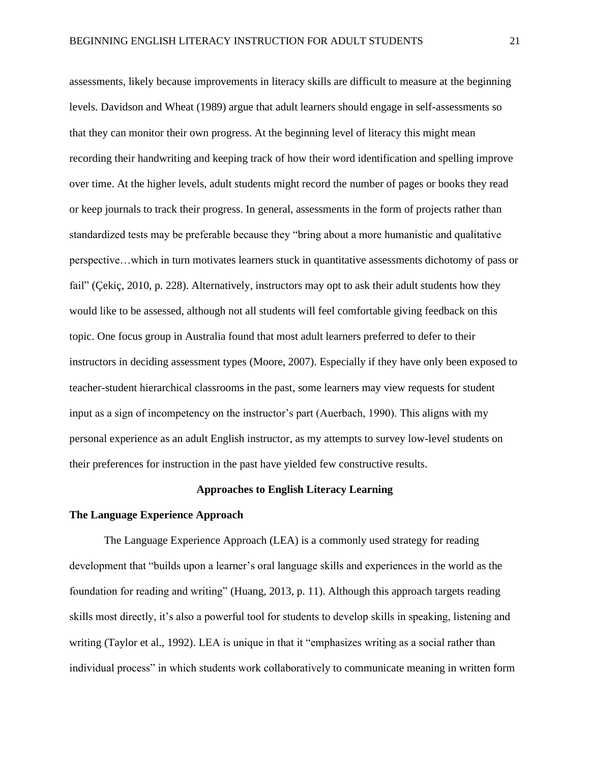assessments, likely because improvements in literacy skills are difficult to measure at the beginning levels. Davidson and Wheat (1989) argue that adult learners should engage in self-assessments so that they can monitor their own progress. At the beginning level of literacy this might mean recording their handwriting and keeping track of how their word identification and spelling improve over time. At the higher levels, adult students might record the number of pages or books they read or keep journals to track their progress. In general, assessments in the form of projects rather than standardized tests may be preferable because they "bring about a more humanistic and qualitative perspective…which in turn motivates learners stuck in quantitative assessments dichotomy of pass or fail" (Çekiç, 2010, p. 228). Alternatively, instructors may opt to ask their adult students how they would like to be assessed, although not all students will feel comfortable giving feedback on this topic. One focus group in Australia found that most adult learners preferred to defer to their instructors in deciding assessment types (Moore, 2007). Especially if they have only been exposed to teacher-student hierarchical classrooms in the past, some learners may view requests for student input as a sign of incompetency on the instructor's part (Auerbach, 1990). This aligns with my personal experience as an adult English instructor, as my attempts to survey low-level students on their preferences for instruction in the past have yielded few constructive results.

## Approaches to English Literacy Learning

### The Language Experience Approach

The Language Experience Approach (LEA) is a commonly used strategy for reading development that "builds upon a learner's oral language skills and experiences in the world as the foundation for reading and writing" (Huang, 2013, p. 11). Although this approach targets reading skills most directly, it's also a powerful tool for students to develop skills in speaking, listening and writing (Taylor et al., 1992). LEA is unique in that it "emphasizes writing as a social rather than individual process" in which students work collaboratively to communicate meaning in written form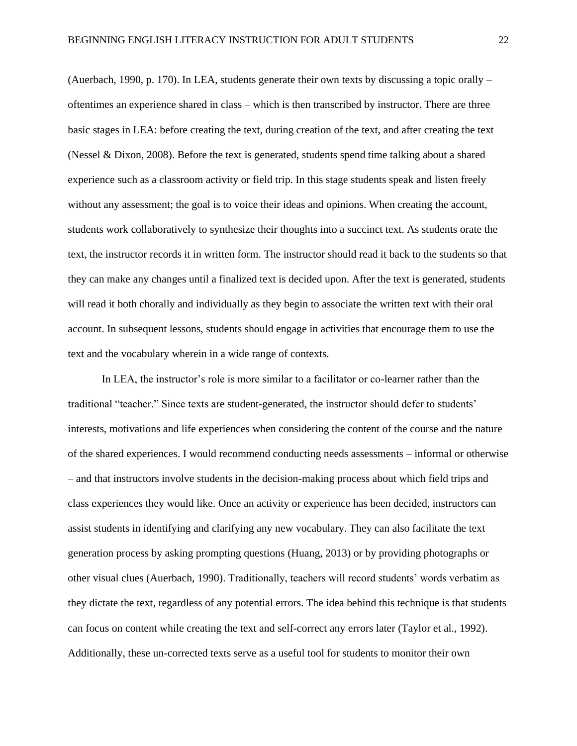(Auerbach, 1990, p. 170). In LEA, students generate their own texts by discussing a topic orally – oftentimes an experience shared in class – which is then transcribed by instructor. There are three basic stages in LEA: before creating the text, during creation of the text, and after creating the text (Nessel & Dixon, 2008). Before the text is generated, students spend time talking about a shared experience such as a classroom activity or field trip. In this stage students speak and listen freely without any assessment; the goal is to voice their ideas and opinions. When creating the account, students work collaboratively to synthesize their thoughts into a succinct text. As students orate the text, the instructor records it in written form. The instructor should read it back to the students so that they can make any changes until a finalized text is decided upon. After the text is generated, students will read it both chorally and individually as they begin to associate the written text with their oral account. In subsequent lessons, students should engage in activities that encourage them to use the text and the vocabulary wherein in a wide range of contexts.

In LEA, the instructor's role is more similar to a facilitator or co-learner rather than the traditional "teacher." Since texts are student-generated, the instructor should defer to students' interests, motivations and life experiences when considering the content of the course and the nature of the shared experiences. I would recommend conducting needs assessments – informal or otherwise – and that instructors involve students in the decision-making process about which field trips and class experiences they would like. Once an activity or experience has been decided, instructors can assist students in identifying and clarifying any new vocabulary. They can also facilitate the text generation process by asking prompting questions (Huang, 2013) or by providing photographs or other visual clues (Auerbach, 1990). Traditionally, teachers will record students' words verbatim as they dictate the text, regardless of any potential errors. The idea behind this technique is that students can focus on content while creating the text and self-correct any errors later (Taylor et al., 1992). Additionally, these un-corrected texts serve as a useful tool for students to monitor their own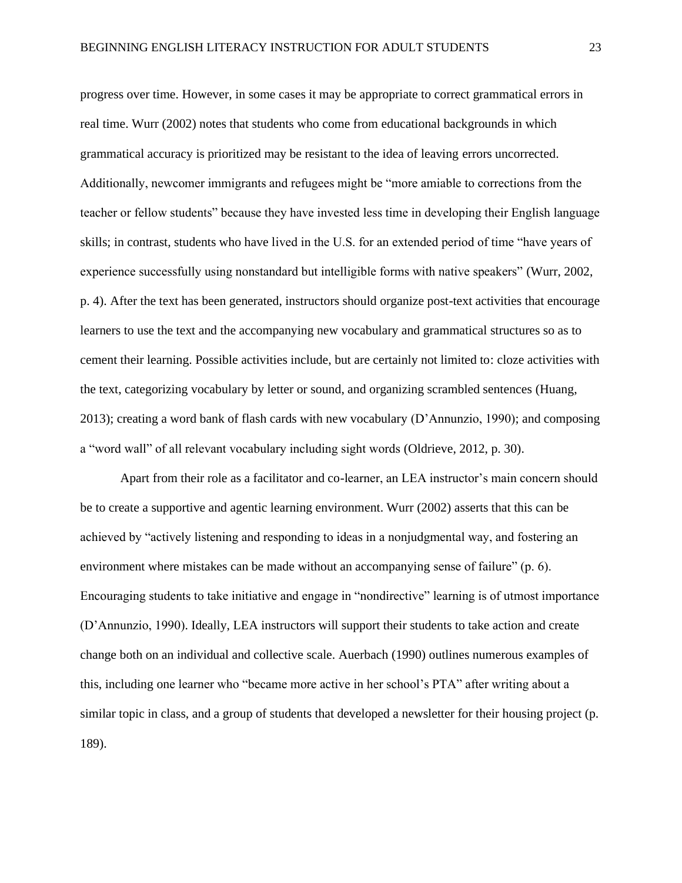progress over time. However, in some cases it may be appropriate to correct grammatical errors in real time. Wurr (2002) notes that students who come from educational backgrounds in which grammatical accuracy is prioritized may be resistant to the idea of leaving errors uncorrected. Additionally, newcomer immigrants and refugees might be "more amiable to corrections from the teacher or fellow students" because they have invested less time in developing their English language skills; in contrast, students who have lived in the U.S. for an extended period of time "have years of experience successfully using nonstandard but intelligible forms with native speakers" (Wurr, 2002, p. 4). After the text has been generated, instructors should organize post-text activities that encourage learners to use the text and the accompanying new vocabulary and grammatical structures so as to cement their learning. Possible activities include, but are certainly not limited to: cloze activities with the text, categorizing vocabulary by letter or sound, and organizing scrambled sentences (Huang, 2013); creating a word bank of flash cards with new vocabulary (D'Annunzio, 1990); and composing a "word wall" of all relevant vocabulary including sight words (Oldrieve, 2012, p. 30).

Apart from their role as a facilitator and co-learner, an LEA instructor's main concern should be to create a supportive and agentic learning environment. Wurr (2002) asserts that this can be achieved by "actively listening and responding to ideas in a nonjudgmental way, and fostering an environment where mistakes can be made without an accompanying sense of failure" (p. 6). Encouraging students to take initiative and engage in "nondirective" learning is of utmost importance (D'Annunzio, 1990). Ideally, LEA instructors will support their students to take action and create change both on an individual and collective scale. Auerbach (1990) outlines numerous examples of this, including one learner who "became more active in her school's PTA" after writing about a similar topic in class, and a group of students that developed a newsletter for their housing project (p. 189).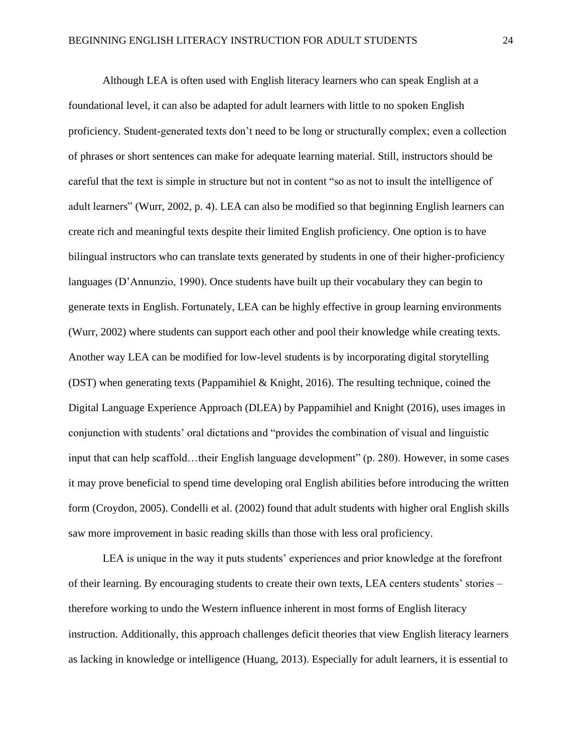Although LEA is often used with English literacy learners who can speak English at a foundational level, it can also be adapted for adult learners with little to no spoken English proficiency. Student-generated texts don't need to be long or structurally complex; even a collection of phrases or short sentences can make for adequate learning material. Still, instructors should be careful that the text is simple in structure but not in content "so as not to insult the intelligence of adult learners" (Wurr, 2002, p. 4). LEA can also be modified so that beginning English learners can create rich and meaningful texts despite their limited English proficiency. One option is to have bilingual instructors who can translate texts generated by students in one of their higher-proficiency languages (D'Annunzio, 1990). Once students have built up their vocabulary they can begin to generate texts in English. Fortunately, LEA can be highly effective in group learning environments (Wurr, 2002) where students can support each other and pool their knowledge while creating texts. Another way LEA can be modified for low-level students is by incorporating digital storytelling (DST) when generating texts (Pappamihiel & Knight, 2016). The resulting technique, coined the Digital Language Experience Approach (DLEA) by Pappamihiel and Knight (2016), uses images in conjunction with students' oral dictations and "provides the combination of visual and linguistic input that can help scaffold…their English language development" (p. 280). However, in some cases it may prove beneficial to spend time developing oral English abilities before introducing the written form (Croydon, 2005). Condelli et al. (2002) found that adult students with higher oral English skills saw more improvement in basic reading skills than those with less oral proficiency.

LEA is unique in the way it puts students' experiences and prior knowledge at the forefront of their learning. By encouraging students to create their own texts, LEA centers students' stories – therefore working to undo the Western influence inherent in most forms of English literacy instruction. Additionally, this approach challenges deficit theories that view English literacy learners as lacking in knowledge or intelligence (Huang, 2013). Especially for adult learners, it is essential to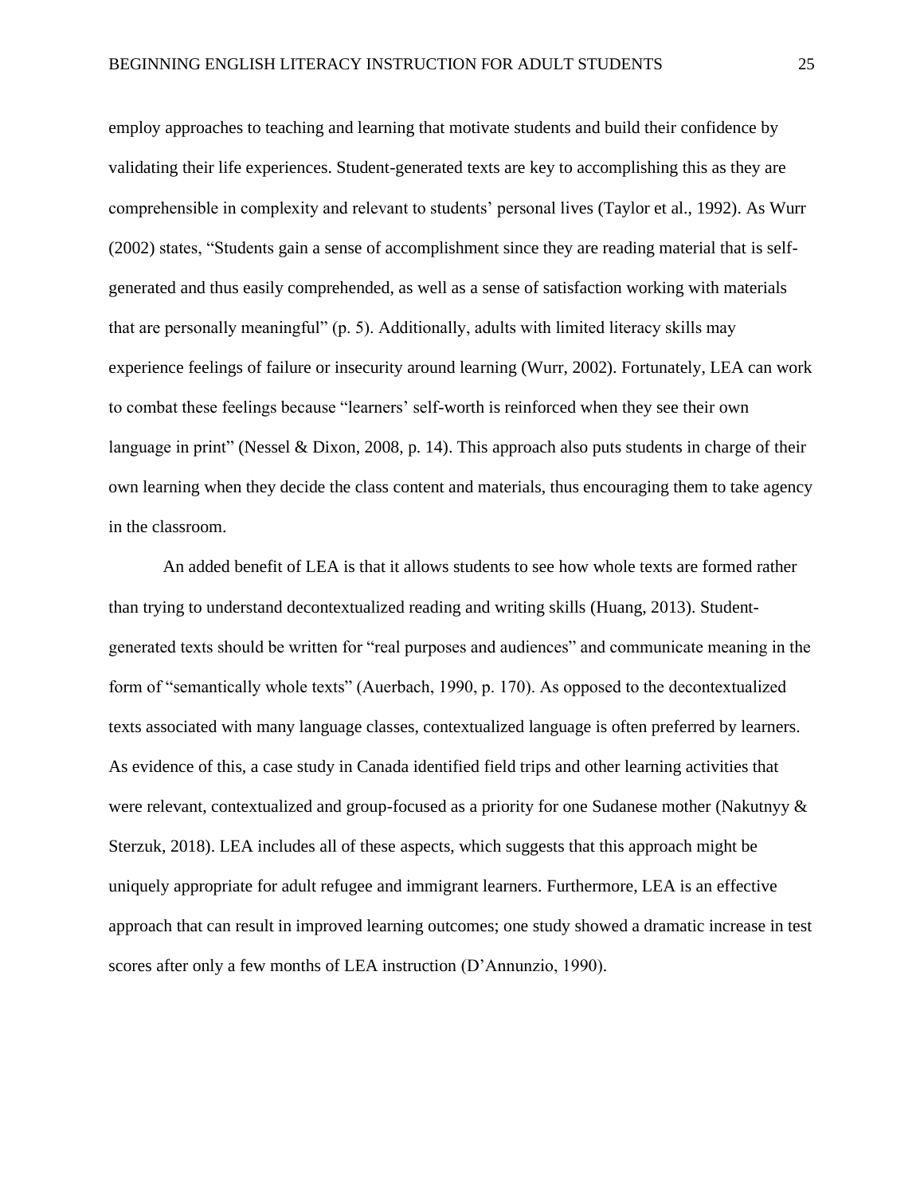employ approaches to teaching and learning that motivate students and build their confidence by validating their life experiences. Student-generated texts are key to accomplishing this as they are comprehensible in complexity and relevant to students' personal lives (Taylor et al., 1992). As Wurr (2002) states, "Students gain a sense of accomplishment since they are reading material that is self-generated and thus easily comprehended, as well as a sense of satisfaction working with materials that are personally meaningful" (p. 5). Additionally, adults with limited literacy skills may experience feelings of failure or insecurity around learning (Wurr, 2002). Fortunately, LEA can work to combat these feelings because "learners' self-worth is reinforced when they see their own language in print" (Nessel & Dixon, 2008, p. 14). This approach also puts students in charge of their own learning when they decide the class content and materials, thus encouraging them to take agency in the classroom.

An added benefit of LEA is that it allows students to see how whole texts are formed rather than trying to understand decontextualized reading and writing skills (Huang, 2013). Student-generated texts should be written for "real purposes and audiences" and communicate meaning in the form of "semantically whole texts" (Auerbach, 1990, p. 170). As opposed to the decontextualized texts associated with many language classes, contextualized language is often preferred by learners. As evidence of this, a case study in Canada identified field trips and other learning activities that were relevant, contextualized and group-focused as a priority for one Sudanese mother (Nakutnyy & Sterzuk, 2018). LEA includes all of these aspects, which suggests that this approach might be uniquely appropriate for adult refugee and immigrant learners. Furthermore, LEA is an effective approach that can result in improved learning outcomes; one study showed a dramatic increase in test scores after only a few months of LEA instruction (D'Annunzio, 1990).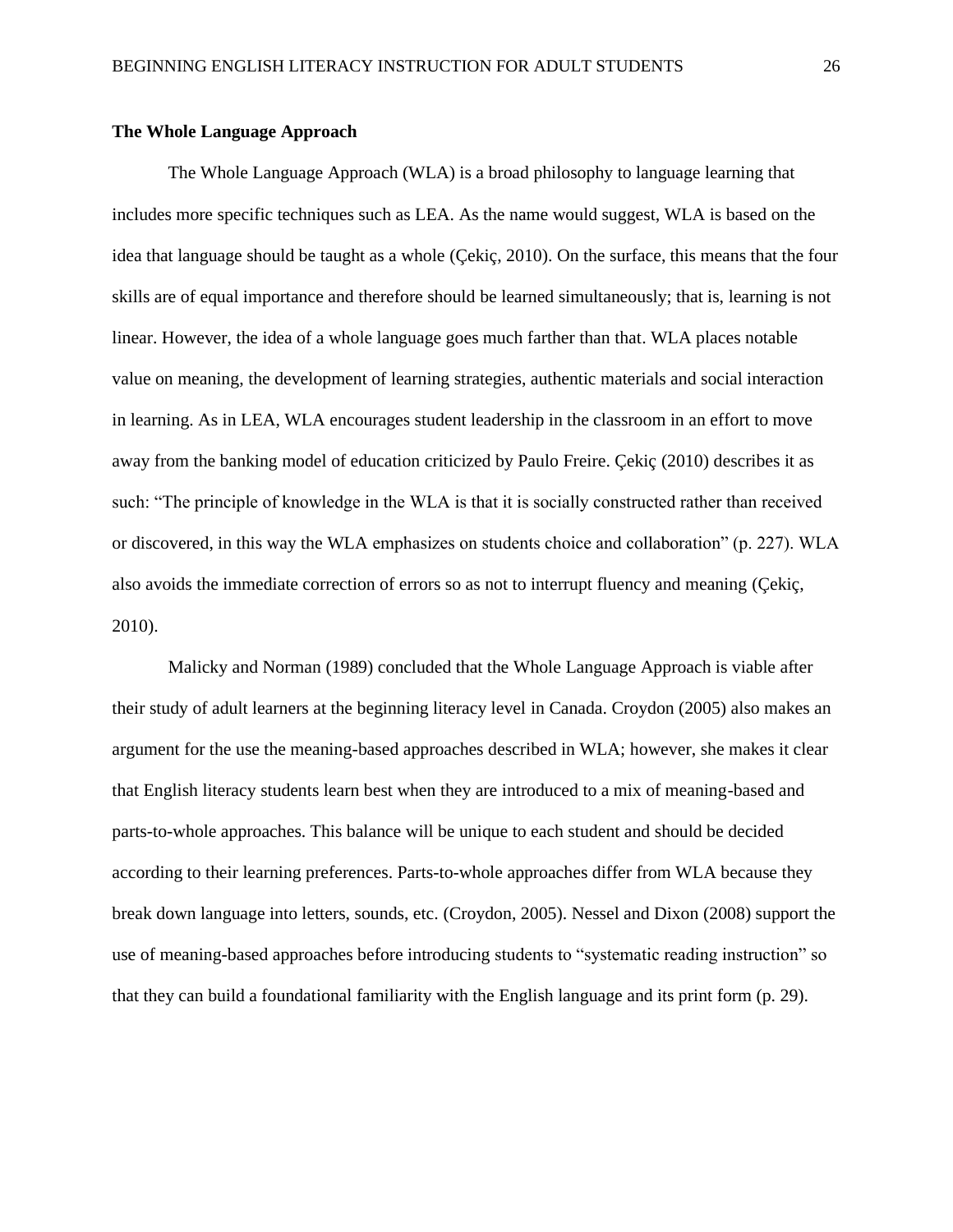### The Whole Language Approach

The Whole Language Approach (WLA) is a broad philosophy to language learning that includes more specific techniques such as LEA. As the name would suggest, WLA is based on the idea that language should be taught as a whole (Çekiç, 2010). On the surface, this means that the four skills are of equal importance and therefore should be learned simultaneously; that is, learning is not linear. However, the idea of a whole language goes much farther than that. WLA places notable value on meaning, the development of learning strategies, authentic materials and social interaction in learning. As in LEA, WLA encourages student leadership in the classroom in an effort to move away from the banking model of education criticized by Paulo Freire. Çekiç (2010) describes it as such: "The principle of knowledge in the WLA is that it is socially constructed rather than received or discovered, in this way the WLA emphasizes on students choice and collaboration" (p. 227). WLA also avoids the immediate correction of errors so as not to interrupt fluency and meaning (Çekiç, 2010).

Malicky and Norman (1989) concluded that the Whole Language Approach is viable after their study of adult learners at the beginning literacy level in Canada. Croydon (2005) also makes an argument for the use the meaning-based approaches described in WLA; however, she makes it clear that English literacy students learn best when they are introduced to a mix of meaning-based and parts-to-whole approaches. This balance will be unique to each student and should be decided according to their learning preferences. Parts-to-whole approaches differ from WLA because they break down language into letters, sounds, etc. (Croydon, 2005). Nessel and Dixon (2008) support the use of meaning-based approaches before introducing students to "systematic reading instruction" so that they can build a foundational familiarity with the English language and its print form (p. 29).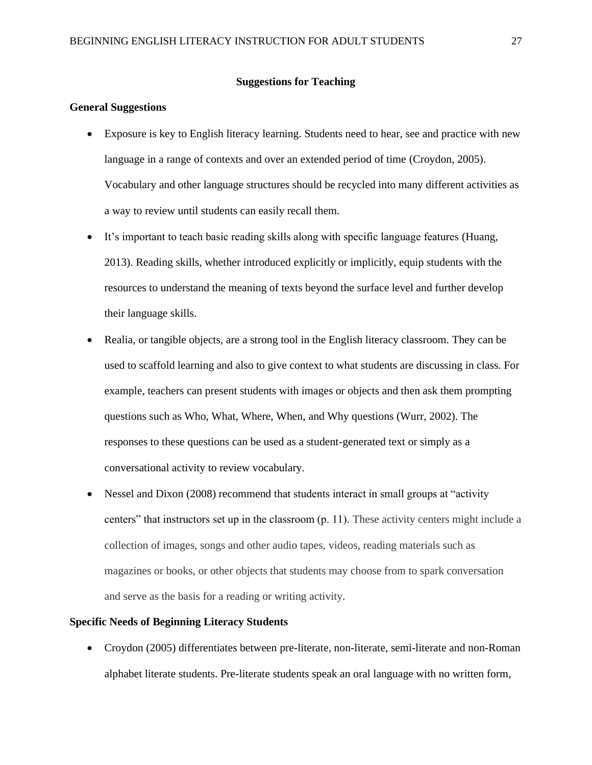## Suggestions for Teaching

### General Suggestions

- Exposure is key to English literacy learning. Students need to hear, see and practice with new language in a range of contexts and over an extended period of time (Croydon, 2005). Vocabulary and other language structures should be recycled into many different activities as a way to review until students can easily recall them.
- It's important to teach basic reading skills along with specific language features (Huang, 2013). Reading skills, whether introduced explicitly or implicitly, equip students with the resources to understand the meaning of texts beyond the surface level and further develop their language skills.
- Realia, or tangible objects, are a strong tool in the English literacy classroom. They can be used to scaffold learning and also to give context to what students are discussing in class. For example, teachers can present students with images or objects and then ask them prompting questions such as Who, What, Where, When, and Why questions (Wurr, 2002). The responses to these questions can be used as a student-generated text or simply as a conversational activity to review vocabulary.
- Nessel and Dixon (2008) recommend that students interact in small groups at "activity centers" that instructors set up in the classroom (p. 11). These activity centers might include a collection of images, songs and other audio tapes, videos, reading materials such as magazines or books, or other objects that students may choose from to spark conversation and serve as the basis for a reading or writing activity.

### Specific Needs of Beginning Literacy Students

- Croydon (2005) differentiates between pre-literate, non-literate, semi-literate and non-Roman alphabet literate students. Pre-literate students speak an oral language with no written form,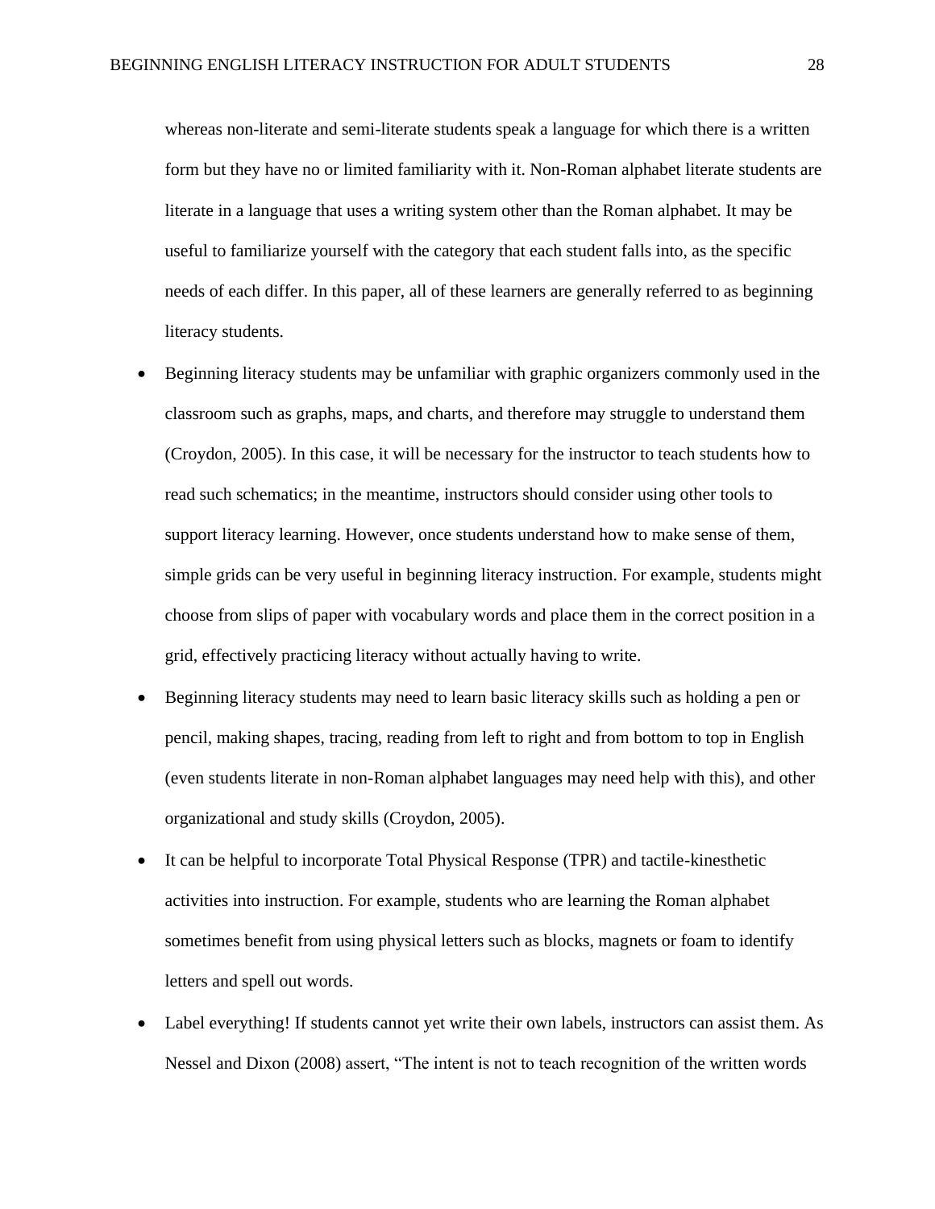whereas non-literate and semi-literate students speak a language for which there is a written form but they have no or limited familiarity with it. Non-Roman alphabet literate students are literate in a language that uses a writing system other than the Roman alphabet. It may be useful to familiarize yourself with the category that each student falls into, as the specific needs of each differ. In this paper, all of these learners are generally referred to as beginning literacy students.

- Beginning literacy students may be unfamiliar with graphic organizers commonly used in the classroom such as graphs, maps, and charts, and therefore may struggle to understand them (Croydon, 2005). In this case, it will be necessary for the instructor to teach students how to read such schematics; in the meantime, instructors should consider using other tools to support literacy learning. However, once students understand how to make sense of them, simple grids can be very useful in beginning literacy instruction. For example, students might choose from slips of paper with vocabulary words and place them in the correct position in a grid, effectively practicing literacy without actually having to write.
- Beginning literacy students may need to learn basic literacy skills such as holding a pen or pencil, making shapes, tracing, reading from left to right and from bottom to top in English (even students literate in non-Roman alphabet languages may need help with this), and other organizational and study skills (Croydon, 2005).
- It can be helpful to incorporate Total Physical Response (TPR) and tactile-kinesthetic activities into instruction. For example, students who are learning the Roman alphabet sometimes benefit from using physical letters such as blocks, magnets or foam to identify letters and spell out words.
- Label everything! If students cannot yet write their own labels, instructors can assist them. As Nessel and Dixon (2008) assert, "The intent is not to teach recognition of the written words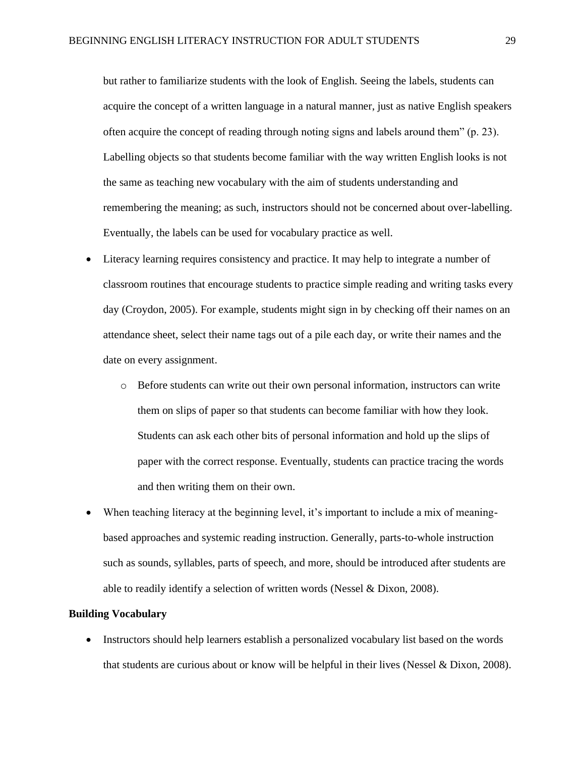but rather to familiarize students with the look of English. Seeing the labels, students can acquire the concept of a written language in a natural manner, just as native English speakers often acquire the concept of reading through noting signs and labels around them" (p. 23). Labelling objects so that students become familiar with the way written English looks is not the same as teaching new vocabulary with the aim of students understanding and remembering the meaning; as such, instructors should not be concerned about over-labelling. Eventually, the labels can be used for vocabulary practice as well.

- Literacy learning requires consistency and practice. It may help to integrate a number of classroom routines that encourage students to practice simple reading and writing tasks every day (Croydon, 2005). For example, students might sign in by checking off their names on an attendance sheet, select their name tags out of a pile each day, or write their names and the date on every assignment.
  - Before students can write out their own personal information, instructors can write them on slips of paper so that students can become familiar with how they look. Students can ask each other bits of personal information and hold up the slips of paper with the correct response. Eventually, students can practice tracing the words and then writing them on their own.
- When teaching literacy at the beginning level, it's important to include a mix of meaning-based approaches and systemic reading instruction. Generally, parts-to-whole instruction such as sounds, syllables, parts of speech, and more, should be introduced after students are able to readily identify a selection of written words (Nessel & Dixon, 2008).

**Building Vocabulary**

- Instructors should help learners establish a personalized vocabulary list based on the words that students are curious about or know will be helpful in their lives (Nessel & Dixon, 2008).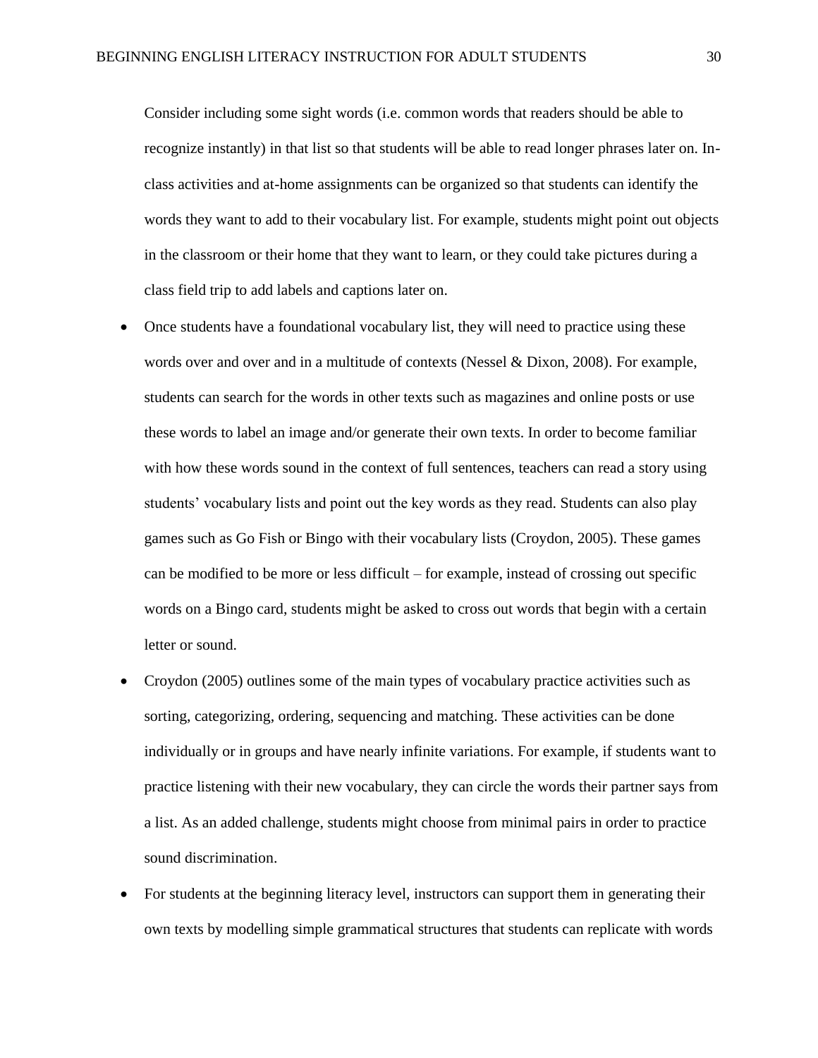Consider including some sight words (i.e. common words that readers should be able to recognize instantly) in that list so that students will be able to read longer phrases later on. In-class activities and at-home assignments can be organized so that students can identify the words they want to add to their vocabulary list. For example, students might point out objects in the classroom or their home that they want to learn, or they could take pictures during a class field trip to add labels and captions later on.

- Once students have a foundational vocabulary list, they will need to practice using these words over and over and in a multitude of contexts (Nessel & Dixon, 2008). For example, students can search for the words in other texts such as magazines and online posts or use these words to label an image and/or generate their own texts. In order to become familiar with how these words sound in the context of full sentences, teachers can read a story using students' vocabulary lists and point out the key words as they read. Students can also play games such as Go Fish or Bingo with their vocabulary lists (Croydon, 2005). These games can be modified to be more or less difficult – for example, instead of crossing out specific words on a Bingo card, students might be asked to cross out words that begin with a certain letter or sound.
- Croydon (2005) outlines some of the main types of vocabulary practice activities such as sorting, categorizing, ordering, sequencing and matching. These activities can be done individually or in groups and have nearly infinite variations. For example, if students want to practice listening with their new vocabulary, they can circle the words their partner says from a list. As an added challenge, students might choose from minimal pairs in order to practice sound discrimination.
- For students at the beginning literacy level, instructors can support them in generating their own texts by modelling simple grammatical structures that students can replicate with words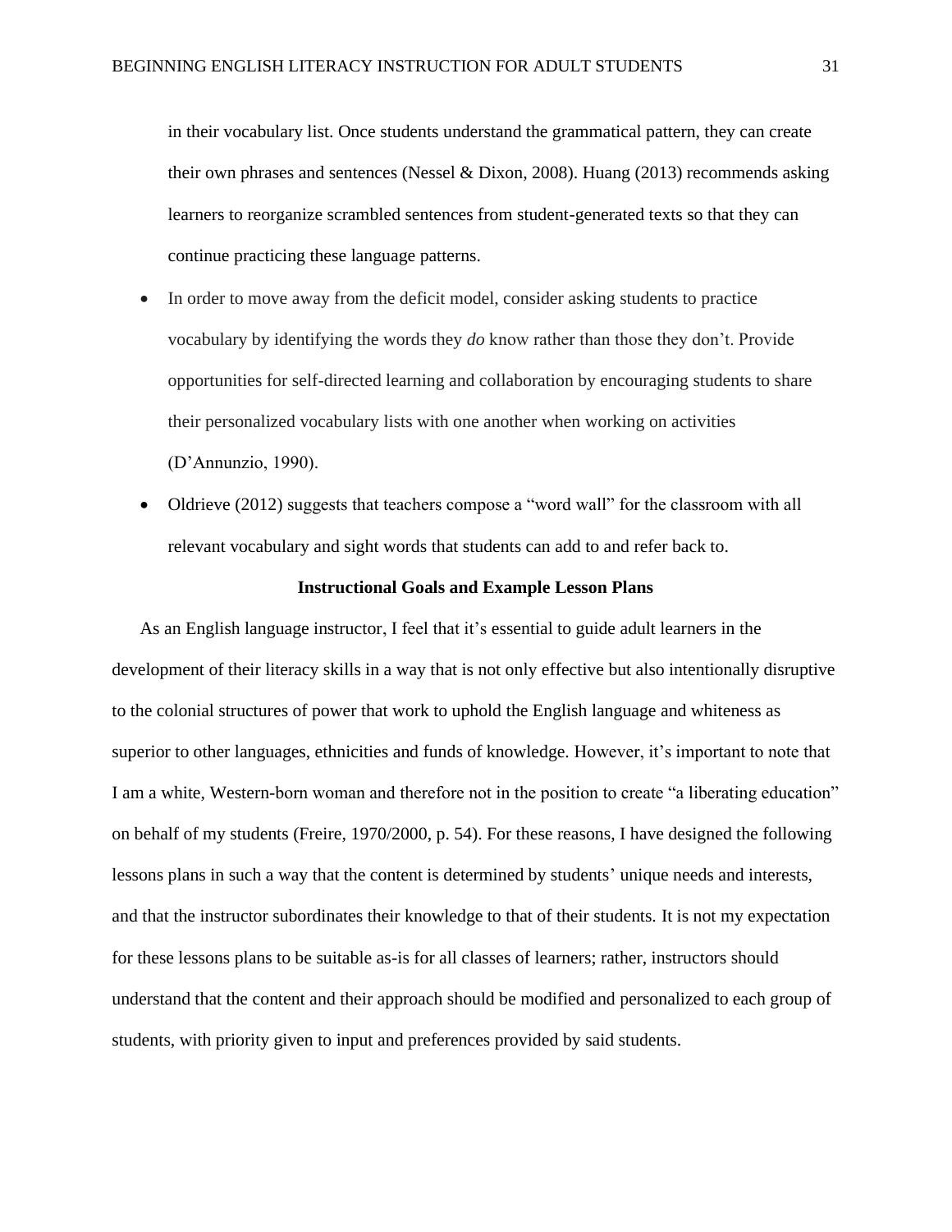in their vocabulary list. Once students understand the grammatical pattern, they can create their own phrases and sentences (Nessel & Dixon, 2008). Huang (2013) recommends asking learners to reorganize scrambled sentences from student-generated texts so that they can continue practicing these language patterns.

- In order to move away from the deficit model, consider asking students to practice vocabulary by identifying the words they *do* know rather than those they don't. Provide opportunities for self-directed learning and collaboration by encouraging students to share their personalized vocabulary lists with one another when working on activities (D'Annunzio, 1990).
- Oldrieve (2012) suggests that teachers compose a "word wall" for the classroom with all relevant vocabulary and sight words that students can add to and refer back to.

## Instructional Goals and Example Lesson Plans

As an English language instructor, I feel that it's essential to guide adult learners in the development of their literacy skills in a way that is not only effective but also intentionally disruptive to the colonial structures of power that work to uphold the English language and whiteness as superior to other languages, ethnicities and funds of knowledge. However, it's important to note that I am a white, Western-born woman and therefore not in the position to create "a liberating education" on behalf of my students (Freire, 1970/2000, p. 54). For these reasons, I have designed the following lessons plans in such a way that the content is determined by students' unique needs and interests, and that the instructor subordinates their knowledge to that of their students. It is not my expectation for these lessons plans to be suitable as-is for all classes of learners; rather, instructors should understand that the content and their approach should be modified and personalized to each group of students, with priority given to input and preferences provided by said students.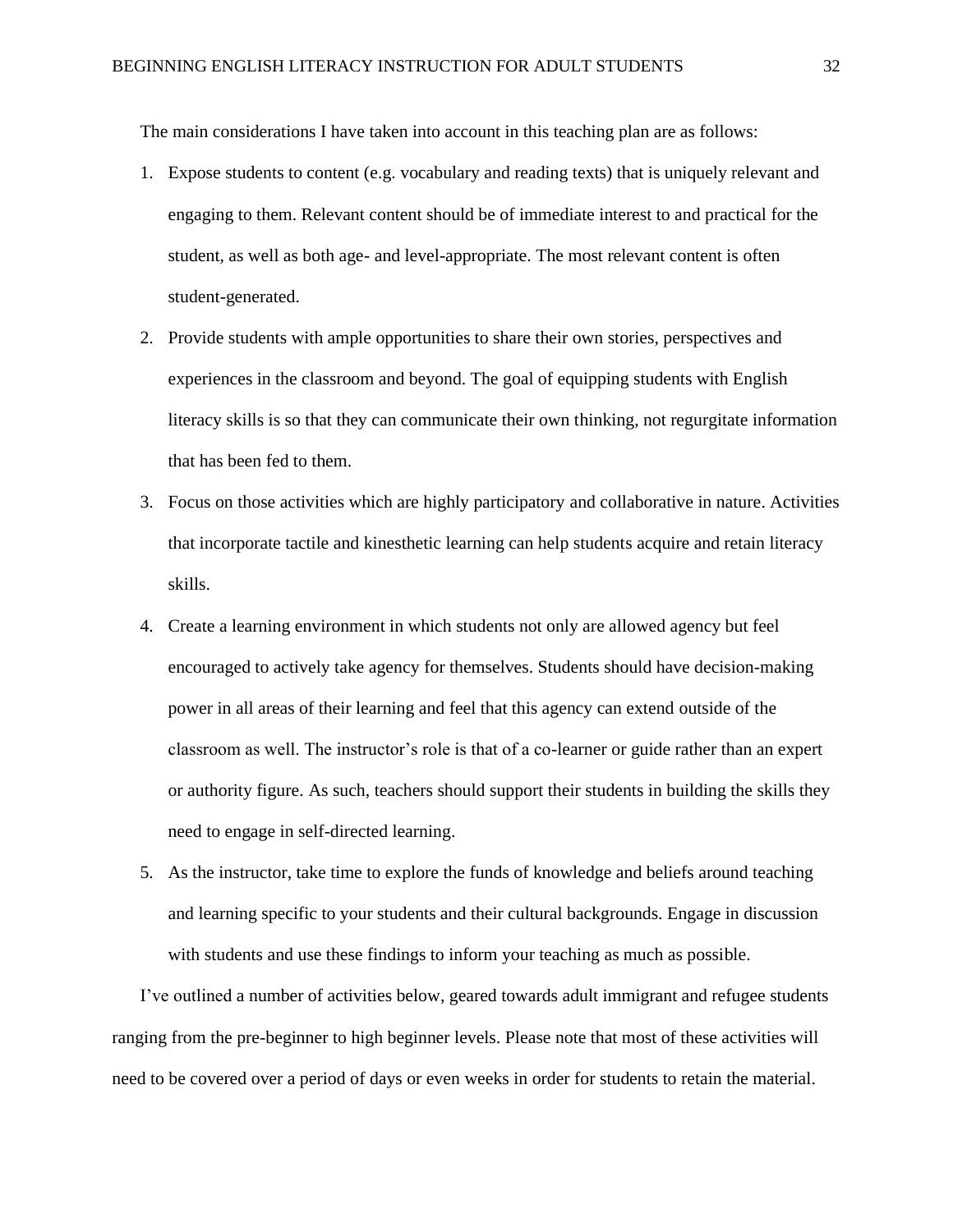The main considerations I have taken into account in this teaching plan are as follows:

1. Expose students to content (e.g. vocabulary and reading texts) that is uniquely relevant and engaging to them. Relevant content should be of immediate interest to and practical for the student, as well as both age- and level-appropriate. The most relevant content is often student-generated.
2. Provide students with ample opportunities to share their own stories, perspectives and experiences in the classroom and beyond. The goal of equipping students with English literacy skills is so that they can communicate their own thinking, not regurgitate information that has been fed to them.
3. Focus on those activities which are highly participatory and collaborative in nature. Activities that incorporate tactile and kinesthetic learning can help students acquire and retain literacy skills.
4. Create a learning environment in which students not only are allowed agency but feel encouraged to actively take agency for themselves. Students should have decision-making power in all areas of their learning and feel that this agency can extend outside of the classroom as well. The instructor's role is that of a co-learner or guide rather than an expert or authority figure. As such, teachers should support their students in building the skills they need to engage in self-directed learning.
5. As the instructor, take time to explore the funds of knowledge and beliefs around teaching and learning specific to your students and their cultural backgrounds. Engage in discussion with students and use these findings to inform your teaching as much as possible.

I've outlined a number of activities below, geared towards adult immigrant and refugee students ranging from the pre-beginner to high beginner levels. Please note that most of these activities will need to be covered over a period of days or even weeks in order for students to retain the material.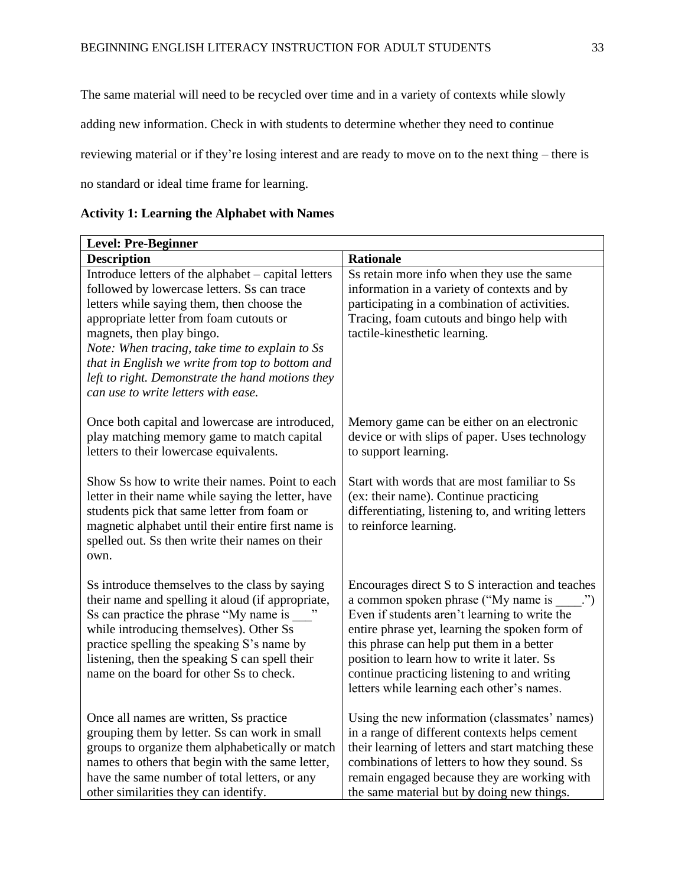The same material will need to be recycled over time and in a variety of contexts while slowly adding new information. Check in with students to determine whether they need to continue reviewing material or if they're losing interest and are ready to move on to the next thing – there is no standard or ideal time frame for learning.

**Activity 1: Learning the Alphabet with Names**

| **Level: Pre-Beginner** | |
|---|---|
| **Description** | **Rationale** |
| Introduce letters of the alphabet – capital letters followed by lowercase letters. Ss can trace letters while saying them, then choose the appropriate letter from foam cutouts or magnets, then play bingo. *Note: When tracing, take time to explain to Ss that in English we write from top to bottom and left to right. Demonstrate the hand motions they can use to write letters with ease.* | Ss retain more info when they use the same information in a variety of contexts and by participating in a combination of activities. Tracing, foam cutouts and bingo help with tactile-kinesthetic learning. |
| Once both capital and lowercase are introduced, play matching memory game to match capital letters to their lowercase equivalents. | Memory game can be either on an electronic device or with slips of paper. Uses technology to support learning. |
| Show Ss how to write their names. Point to each letter in their name while saying the letter, have students pick that same letter from foam or magnetic alphabet until their entire first name is spelled out. Ss then write their names on their own. | Start with words that are most familiar to Ss (ex: their name). Continue practicing differentiating, listening to, and writing letters to reinforce learning. |
| Ss introduce themselves to the class by saying their name and spelling it aloud (if appropriate, Ss can practice the phrase "My name is ___" while introducing themselves). Other Ss practice spelling the speaking S's name by listening, then the speaking S can spell their name on the board for other Ss to check. | Encourages direct S to S interaction and teaches a common spoken phrase ("My name is ____.") Even if students aren't learning to write the entire phrase yet, learning the spoken form of this phrase can help put them in a better position to learn how to write it later. Ss continue practicing listening to and writing letters while learning each other's names. |
| Once all names are written, Ss practice grouping them by letter. Ss can work in small groups to organize them alphabetically or match names to others that begin with the same letter, have the same number of total letters, or any other similarities they can identify. | Using the new information (classmates' names) in a range of different contexts helps cement their learning of letters and start matching these combinations of letters to how they sound. Ss remain engaged because they are working with the same material but by doing new things. |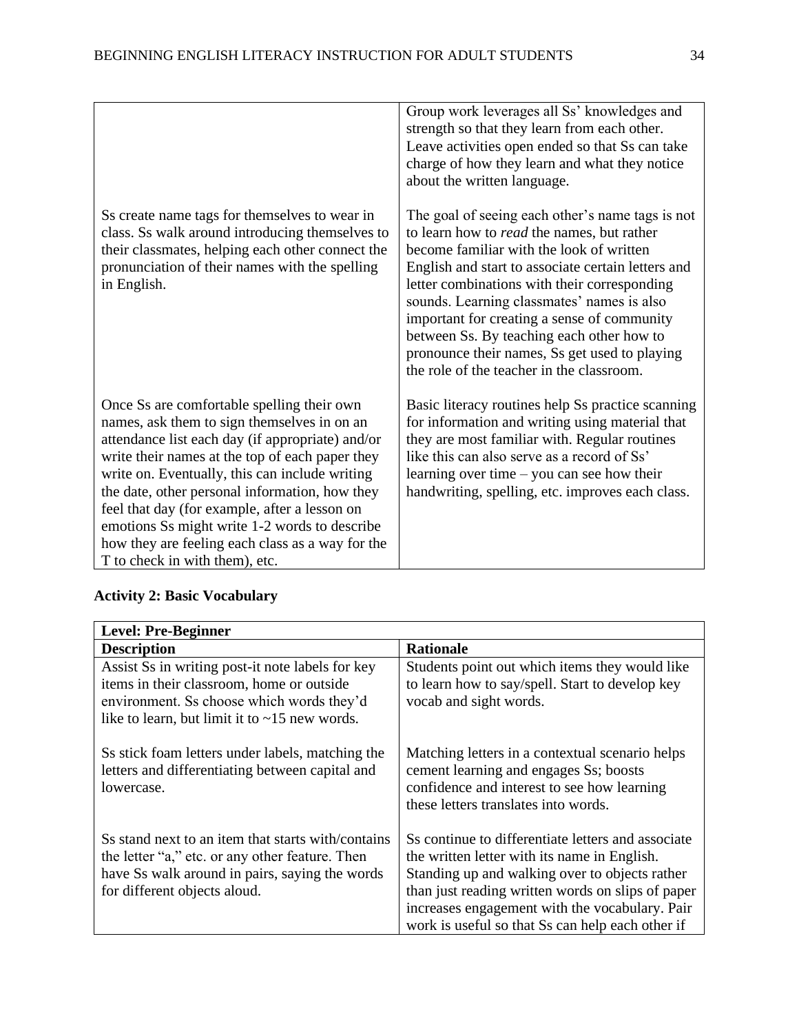| | |
|---|---|
| | Group work leverages all Ss' knowledges and strength so that they learn from each other. Leave activities open ended so that Ss can take charge of how they learn and what they notice about the written language. |
| Ss create name tags for themselves to wear in class. Ss walk around introducing themselves to their classmates, helping each other connect the pronunciation of their names with the spelling in English. | The goal of seeing each other's name tags is not to learn how to *read* the names, but rather become familiar with the look of written English and start to associate certain letters and letter combinations with their corresponding sounds. Learning classmates' names is also important for creating a sense of community between Ss. By teaching each other how to pronounce their names, Ss get used to playing the role of the teacher in the classroom. |
| Once Ss are comfortable spelling their own names, ask them to sign themselves in on an attendance list each day (if appropriate) and/or write their names at the top of each paper they write on. Eventually, this can include writing the date, other personal information, how they feel that day (for example, after a lesson on emotions Ss might write 1-2 words to describe how they are feeling each class as a way for the T to check in with them), etc. | Basic literacy routines help Ss practice scanning for information and writing using material that they are most familiar with. Regular routines like this can also serve as a record of Ss' learning over time – you can see how their handwriting, spelling, etc. improves each class. |

**Activity 2: Basic Vocabulary**

| **Level: Pre-Beginner** | |
|---|---|
| **Description** | **Rationale** |
| Assist Ss in writing post-it note labels for key items in their classroom, home or outside environment. Ss choose which words they'd like to learn, but limit it to ~15 new words. | Students point out which items they would like to learn how to say/spell. Start to develop key vocab and sight words. |
| Ss stick foam letters under labels, matching the letters and differentiating between capital and lowercase. | Matching letters in a contextual scenario helps cement learning and engages Ss; boosts confidence and interest to see how learning these letters translates into words. |
| Ss stand next to an item that starts with/contains the letter "a," etc. or any other feature. Then have Ss walk around in pairs, saying the words for different objects aloud. | Ss continue to differentiate letters and associate the written letter with its name in English. Standing up and walking over to objects rather than just reading written words on slips of paper increases engagement with the vocabulary. Pair work is useful so that Ss can help each other if |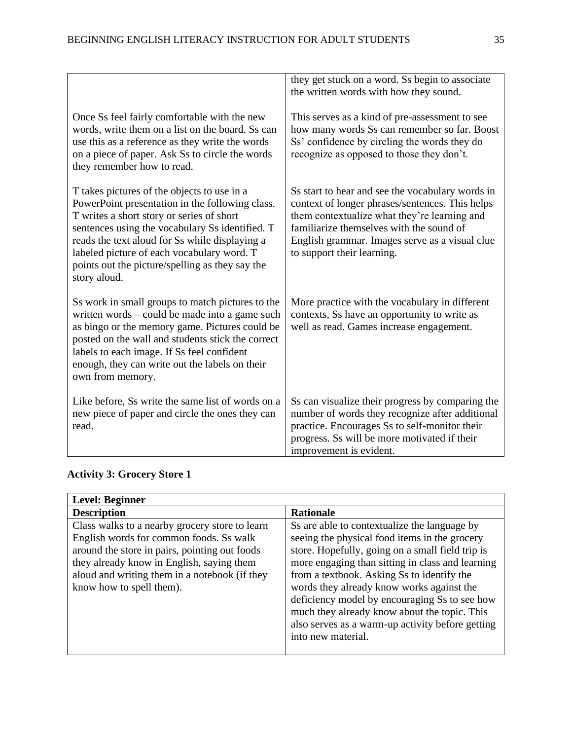| | |
|---|---|
| | they get stuck on a word. Ss begin to associate the written words with how they sound. |
| Once Ss feel fairly comfortable with the new words, write them on a list on the board. Ss can use this as a reference as they write the words on a piece of paper. Ask Ss to circle the words they remember how to read. | This serves as a kind of pre-assessment to see how many words Ss can remember so far. Boost Ss' confidence by circling the words they do recognize as opposed to those they don't. |
| T takes pictures of the objects to use in a PowerPoint presentation in the following class. T writes a short story or series of short sentences using the vocabulary Ss identified. T reads the text aloud for Ss while displaying a labeled picture of each vocabulary word. T points out the picture/spelling as they say the story aloud. | Ss start to hear and see the vocabulary words in context of longer phrases/sentences. This helps them contextualize what they're learning and familiarize themselves with the sound of English grammar. Images serve as a visual clue to support their learning. |
| Ss work in small groups to match pictures to the written words – could be made into a game such as bingo or the memory game. Pictures could be posted on the wall and students stick the correct labels to each image. If Ss feel confident enough, they can write out the labels on their own from memory. | More practice with the vocabulary in different contexts, Ss have an opportunity to write as well as read. Games increase engagement. |
| Like before, Ss write the same list of words on a new piece of paper and circle the ones they can read. | Ss can visualize their progress by comparing the number of words they recognize after additional practice. Encourages Ss to self-monitor their progress. Ss will be more motivated if their improvement is evident. |

**Activity 3: Grocery Store 1**

| **Level: Beginner** | |
|---|---|
| **Description** | **Rationale** |
| Class walks to a nearby grocery store to learn English words for common foods. Ss walk around the store in pairs, pointing out foods they already know in English, saying them aloud and writing them in a notebook (if they know how to spell them). | Ss are able to contextualize the language by seeing the physical food items in the grocery store. Hopefully, going on a small field trip is more engaging than sitting in class and learning from a textbook. Asking Ss to identify the words they already know works against the deficiency model by encouraging Ss to see how much they already know about the topic. This also serves as a warm-up activity before getting into new material. |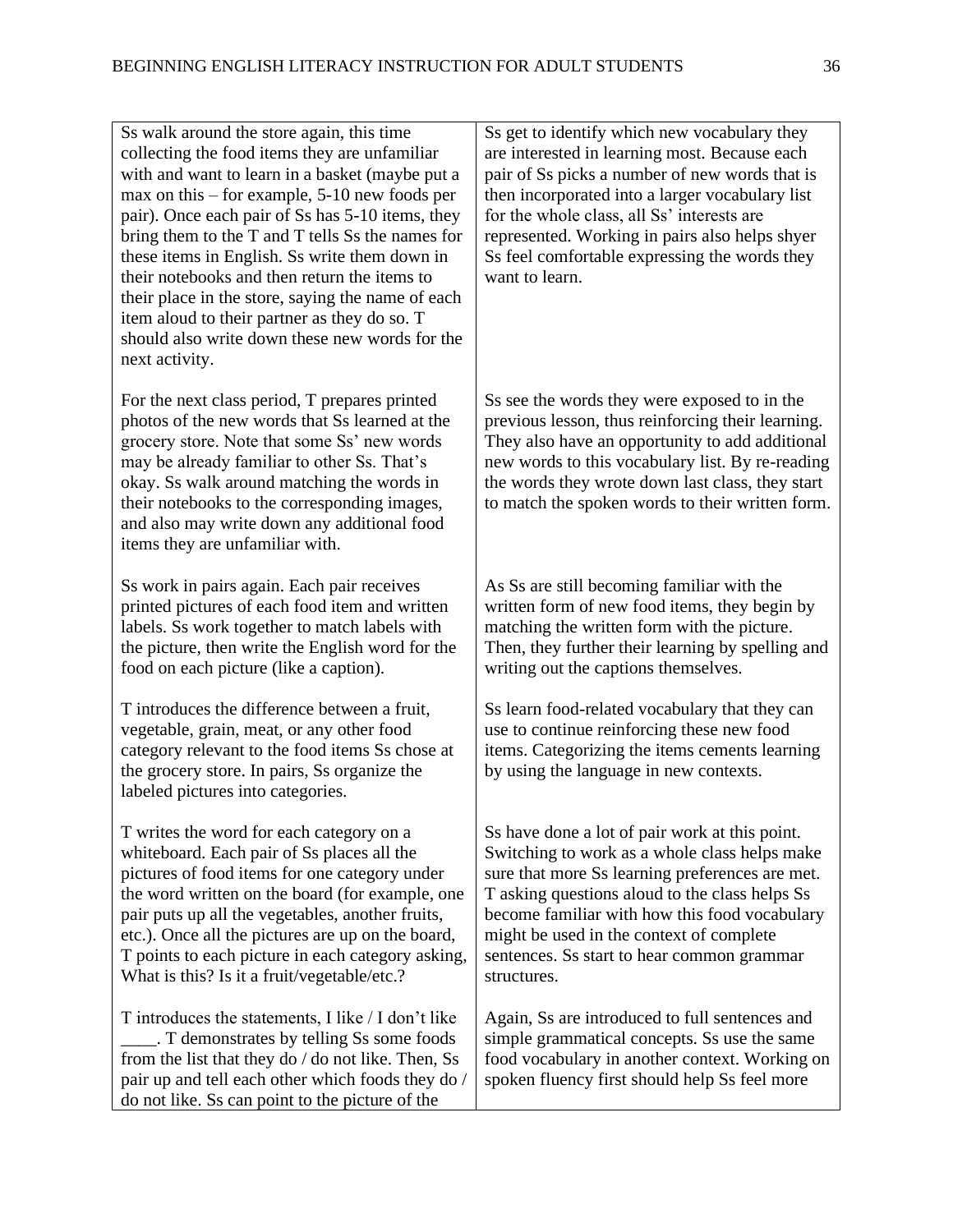| | |
|---|---|
| Ss walk around the store again, this time collecting the food items they are unfamiliar with and want to learn in a basket (maybe put a max on this – for example, 5-10 new foods per pair). Once each pair of Ss has 5-10 items, they bring them to the T and T tells Ss the names for these items in English. Ss write them down in their notebooks and then return the items to their place in the store, saying the name of each item aloud to their partner as they do so. T should also write down these new words for the next activity. | Ss get to identify which new vocabulary they are interested in learning most. Because each pair of Ss picks a number of new words that is then incorporated into a larger vocabulary list for the whole class, all Ss' interests are represented. Working in pairs also helps shyer Ss feel comfortable expressing the words they want to learn. |
| For the next class period, T prepares printed photos of the new words that Ss learned at the grocery store. Note that some Ss' new words may be already familiar to other Ss. That's okay. Ss walk around matching the words in their notebooks to the corresponding images, and also may write down any additional food items they are unfamiliar with. | Ss see the words they were exposed to in the previous lesson, thus reinforcing their learning. They also have an opportunity to add additional new words to this vocabulary list. By re-reading the words they wrote down last class, they start to match the spoken words to their written form. |
| Ss work in pairs again. Each pair receives printed pictures of each food item and written labels. Ss work together to match labels with the picture, then write the English word for the food on each picture (like a caption). | As Ss are still becoming familiar with the written form of new food items, they begin by matching the written form with the picture. Then, they further their learning by spelling and writing out the captions themselves. |
| T introduces the difference between a fruit, vegetable, grain, meat, or any other food category relevant to the food items Ss chose at the grocery store. In pairs, Ss organize the labeled pictures into categories. | Ss learn food-related vocabulary that they can use to continue reinforcing these new food items. Categorizing the items cements learning by using the language in new contexts. |
| T writes the word for each category on a whiteboard. Each pair of Ss places all the pictures of food items for one category under the word written on the board (for example, one pair puts up all the vegetables, another fruits, etc.). Once all the pictures are up on the board, T points to each picture in each category asking, What is this? Is it a fruit/vegetable/etc.? | Ss have done a lot of pair work at this point. Switching to work as a whole class helps make sure that more Ss learning preferences are met. T asking questions aloud to the class helps Ss become familiar with how this food vocabulary might be used in the context of complete sentences. Ss start to hear common grammar structures. |
| T introduces the statements, I like / I don't like ____. T demonstrates by telling Ss some foods from the list that they do / do not like. Then, Ss pair up and tell each other which foods they do / do not like. Ss can point to the picture of the | Again, Ss are introduced to full sentences and simple grammatical concepts. Ss use the same food vocabulary in another context. Working on spoken fluency first should help Ss feel more |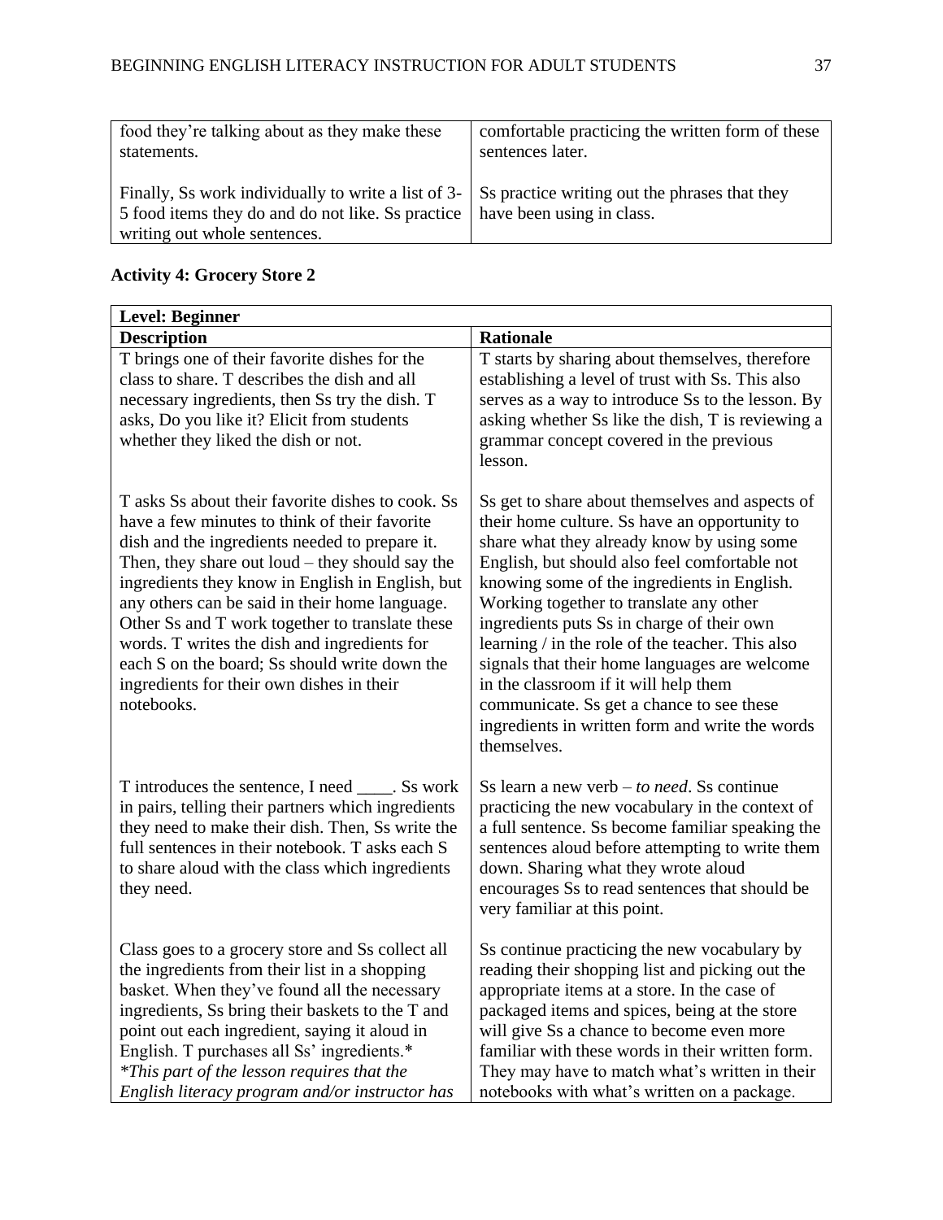| | |
|---|---|
| food they're talking about as they make these statements. | comfortable practicing the written form of these sentences later. |
| Finally, Ss work individually to write a list of 3-5 food items they do and do not like. Ss practice writing out whole sentences. | Ss practice writing out the phrases that they have been using in class. |

**Activity 4: Grocery Store 2**

| **Level: Beginner** | |
|---|---|
| **Description** | **Rationale** |
| T brings one of their favorite dishes for the class to share. T describes the dish and all necessary ingredients, then Ss try the dish. T asks, Do you like it? Elicit from students whether they liked the dish or not. | T starts by sharing about themselves, therefore establishing a level of trust with Ss. This also serves as a way to introduce Ss to the lesson. By asking whether Ss like the dish, T is reviewing a grammar concept covered in the previous lesson. |
| T asks Ss about their favorite dishes to cook. Ss have a few minutes to think of their favorite dish and the ingredients needed to prepare it. Then, they share out loud – they should say the ingredients they know in English in English, but any others can be said in their home language. Other Ss and T work together to translate these words. T writes the dish and ingredients for each S on the board; Ss should write down the ingredients for their own dishes in their notebooks. | Ss get to share about themselves and aspects of their home culture. Ss have an opportunity to share what they already know by using some English, but should also feel comfortable not knowing some of the ingredients in English. Working together to translate any other ingredients puts Ss in charge of their own learning / in the role of the teacher. This also signals that their home languages are welcome in the classroom if it will help them communicate. Ss get a chance to see these ingredients in written form and write the words themselves. |
| T introduces the sentence, I need ____. Ss work in pairs, telling their partners which ingredients they need to make their dish. Then, Ss write the full sentences in their notebook. T asks each S to share aloud with the class which ingredients they need. | Ss learn a new verb – *to need*. Ss continue practicing the new vocabulary in the context of a full sentence. Ss become familiar speaking the sentences aloud before attempting to write them down. Sharing what they wrote aloud encourages Ss to read sentences that should be very familiar at this point. |
| Class goes to a grocery store and Ss collect all the ingredients from their list in a shopping basket. When they've found all the necessary ingredients, Ss bring their baskets to the T and point out each ingredient, saying it aloud in English. T purchases all Ss' ingredients.* *\*This part of the lesson requires that the English literacy program and/or instructor has* | Ss continue practicing the new vocabulary by reading their shopping list and picking out the appropriate items at a store. In the case of packaged items and spices, being at the store will give Ss a chance to become even more familiar with these words in their written form. They may have to match what's written in their notebooks with what's written on a package. |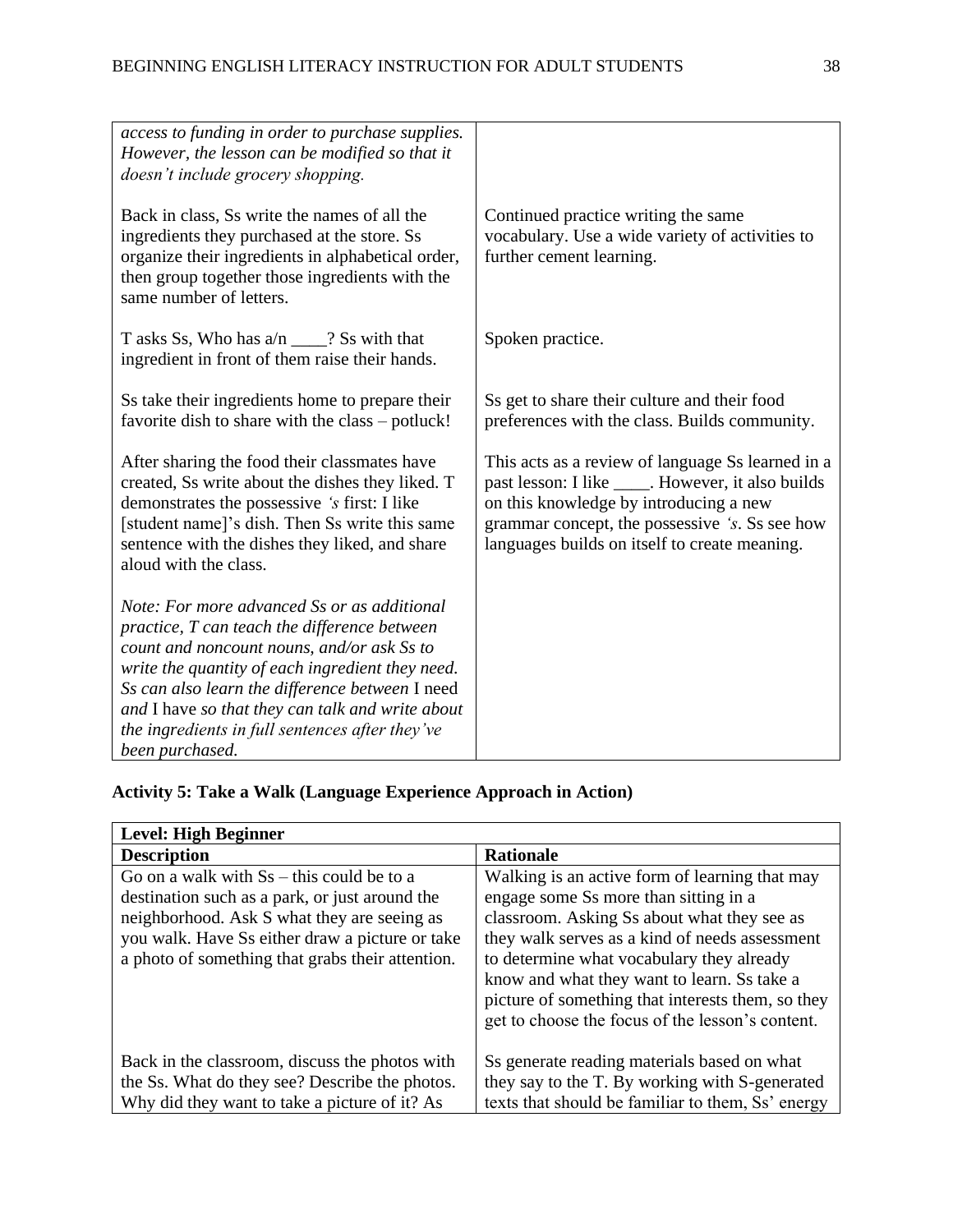| | |
|---|---|
| *access to funding in order to purchase supplies. However, the lesson can be modified so that it doesn't include grocery shopping.* | |
| Back in class, Ss write the names of all the ingredients they purchased at the store. Ss organize their ingredients in alphabetical order, then group together those ingredients with the same number of letters. | Continued practice writing the same vocabulary. Use a wide variety of activities to further cement learning. |
| T asks Ss, Who has a/n ____? Ss with that ingredient in front of them raise their hands. | Spoken practice. |
| Ss take their ingredients home to prepare their favorite dish to share with the class – potluck! | Ss get to share their culture and their food preferences with the class. Builds community. |
| After sharing the food their classmates have created, Ss write about the dishes they liked. T demonstrates the possessive *'s* first: I like [student name]'s dish. Then Ss write this same sentence with the dishes they liked, and share aloud with the class. | This acts as a review of language Ss learned in a past lesson: I like ____. However, it also builds on this knowledge by introducing a new grammar concept, the possessive *'s*. Ss see how languages builds on itself to create meaning. |
| *Note: For more advanced Ss or as additional practice, T can teach the difference between count and noncount nouns, and/or ask Ss to write the quantity of each ingredient they need. Ss can also learn the difference between* I need *and* I have *so that they can talk and write about the ingredients in full sentences after they've been purchased.* | |

**Activity 5: Take a Walk (Language Experience Approach in Action)**

| **Level: High Beginner** | |
|---|---|
| **Description** | **Rationale** |
| Go on a walk with Ss – this could be to a destination such as a park, or just around the neighborhood. Ask S what they are seeing as you walk. Have Ss either draw a picture or take a photo of something that grabs their attention. | Walking is an active form of learning that may engage some Ss more than sitting in a classroom. Asking Ss about what they see as they walk serves as a kind of needs assessment to determine what vocabulary they already know and what they want to learn. Ss take a picture of something that interests them, so they get to choose the focus of the lesson's content. |
| Back in the classroom, discuss the photos with the Ss. What do they see? Describe the photos. Why did they want to take a picture of it? As | Ss generate reading materials based on what they say to the T. By working with S-generated texts that should be familiar to them, Ss' energy |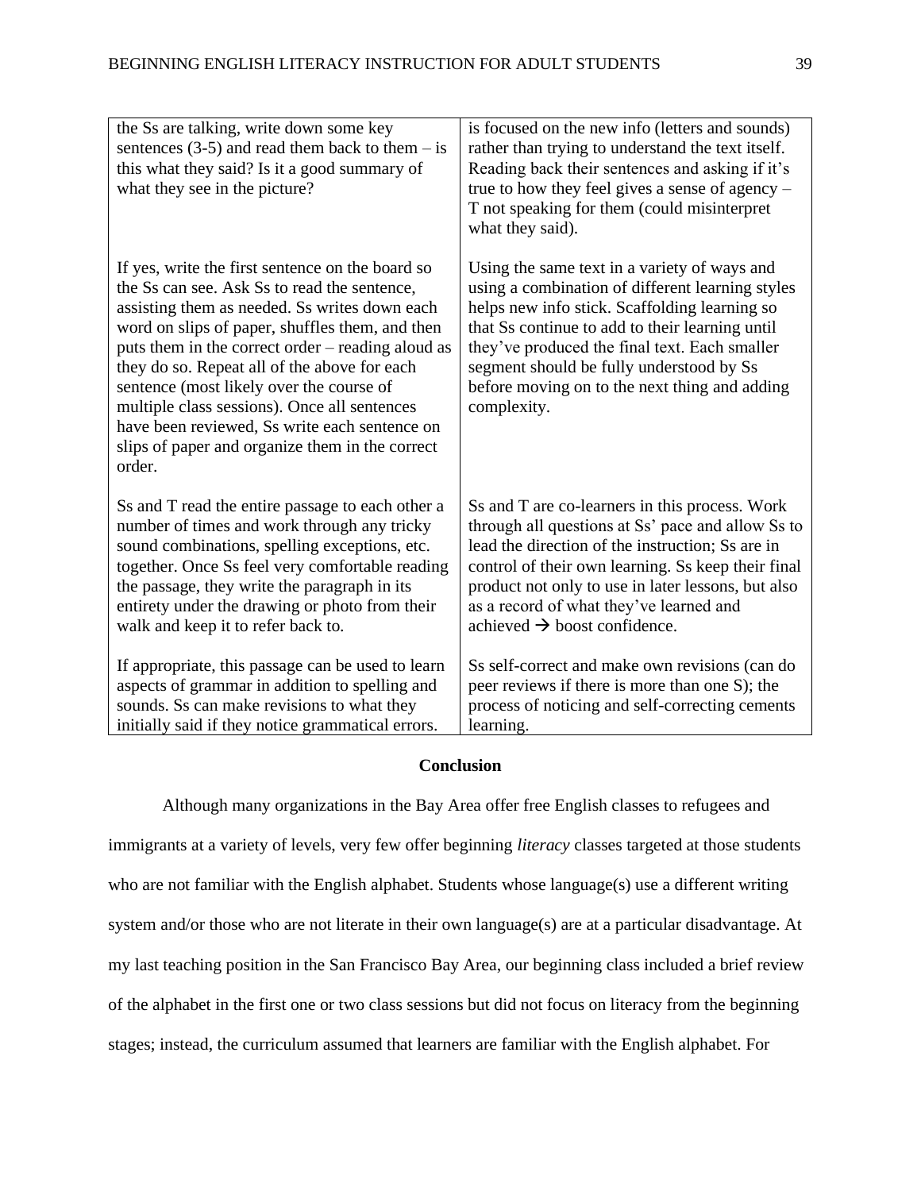| | |
|---|---|
| the Ss are talking, write down some key sentences (3-5) and read them back to them – is this what they said? Is it a good summary of what they see in the picture? | is focused on the new info (letters and sounds) rather than trying to understand the text itself. Reading back their sentences and asking if it's true to how they feel gives a sense of agency – T not speaking for them (could misinterpret what they said). |
| If yes, write the first sentence on the board so the Ss can see. Ask Ss to read the sentence, assisting them as needed. Ss writes down each word on slips of paper, shuffles them, and then puts them in the correct order – reading aloud as they do so. Repeat all of the above for each sentence (most likely over the course of multiple class sessions). Once all sentences have been reviewed, Ss write each sentence on slips of paper and organize them in the correct order. | Using the same text in a variety of ways and using a combination of different learning styles helps new info stick. Scaffolding learning so that Ss continue to add to their learning until they've produced the final text. Each smaller segment should be fully understood by Ss before moving on to the next thing and adding complexity. |
| Ss and T read the entire passage to each other a number of times and work through any tricky sound combinations, spelling exceptions, etc. together. Once Ss feel very comfortable reading the passage, they write the paragraph in its entirety under the drawing or photo from their walk and keep it to refer back to. | Ss and T are co-learners in this process. Work through all questions at Ss' pace and allow Ss to lead the direction of the instruction; Ss are in control of their own learning. Ss keep their final product not only to use in later lessons, but also as a record of what they've learned and achieved → boost confidence. |
| If appropriate, this passage can be used to learn aspects of grammar in addition to spelling and sounds. Ss can make revisions to what they initially said if they notice grammatical errors. | Ss self-correct and make own revisions (can do peer reviews if there is more than one S); the process of noticing and self-correcting cements learning. |

## Conclusion

Although many organizations in the Bay Area offer free English classes to refugees and immigrants at a variety of levels, very few offer beginning *literacy* classes targeted at those students who are not familiar with the English alphabet. Students whose language(s) use a different writing system and/or those who are not literate in their own language(s) are at a particular disadvantage. At my last teaching position in the San Francisco Bay Area, our beginning class included a brief review of the alphabet in the first one or two class sessions but did not focus on literacy from the beginning stages; instead, the curriculum assumed that learners are familiar with the English alphabet. For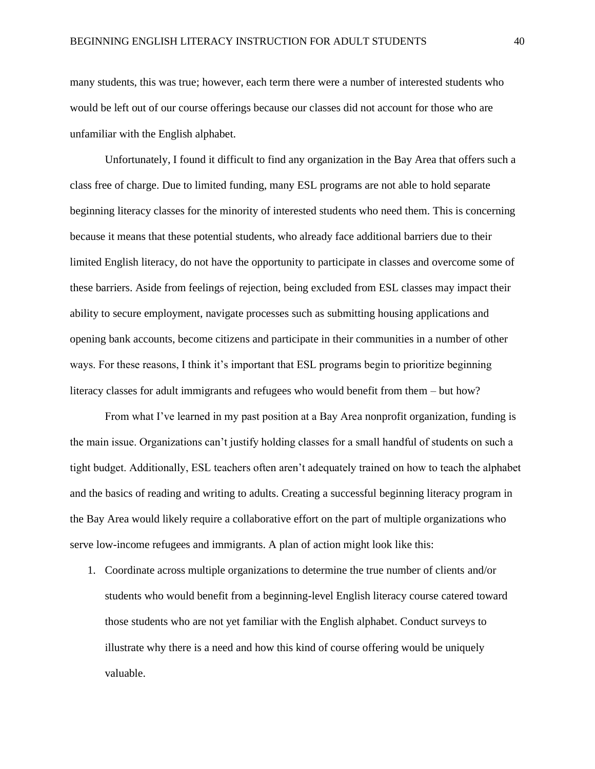many students, this was true; however, each term there were a number of interested students who would be left out of our course offerings because our classes did not account for those who are unfamiliar with the English alphabet.

Unfortunately, I found it difficult to find any organization in the Bay Area that offers such a class free of charge. Due to limited funding, many ESL programs are not able to hold separate beginning literacy classes for the minority of interested students who need them. This is concerning because it means that these potential students, who already face additional barriers due to their limited English literacy, do not have the opportunity to participate in classes and overcome some of these barriers. Aside from feelings of rejection, being excluded from ESL classes may impact their ability to secure employment, navigate processes such as submitting housing applications and opening bank accounts, become citizens and participate in their communities in a number of other ways. For these reasons, I think it's important that ESL programs begin to prioritize beginning literacy classes for adult immigrants and refugees who would benefit from them – but how?

From what I've learned in my past position at a Bay Area nonprofit organization, funding is the main issue. Organizations can't justify holding classes for a small handful of students on such a tight budget. Additionally, ESL teachers often aren't adequately trained on how to teach the alphabet and the basics of reading and writing to adults. Creating a successful beginning literacy program in the Bay Area would likely require a collaborative effort on the part of multiple organizations who serve low-income refugees and immigrants. A plan of action might look like this:

1. Coordinate across multiple organizations to determine the true number of clients and/or students who would benefit from a beginning-level English literacy course catered toward those students who are not yet familiar with the English alphabet. Conduct surveys to illustrate why there is a need and how this kind of course offering would be uniquely valuable.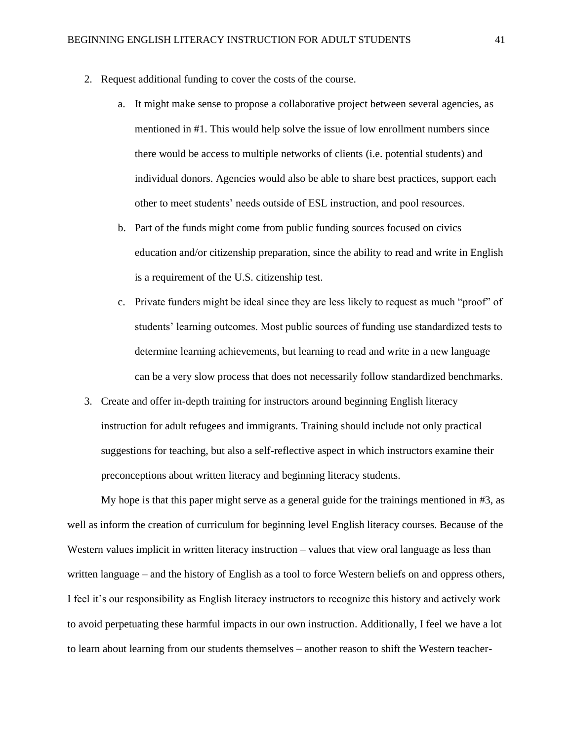2. Request additional funding to cover the costs of the course.
    a. It might make sense to propose a collaborative project between several agencies, as mentioned in #1. This would help solve the issue of low enrollment numbers since there would be access to multiple networks of clients (i.e. potential students) and individual donors. Agencies would also be able to share best practices, support each other to meet students' needs outside of ESL instruction, and pool resources.
    b. Part of the funds might come from public funding sources focused on civics education and/or citizenship preparation, since the ability to read and write in English is a requirement of the U.S. citizenship test.
    c. Private funders might be ideal since they are less likely to request as much "proof" of students' learning outcomes. Most public sources of funding use standardized tests to determine learning achievements, but learning to read and write in a new language can be a very slow process that does not necessarily follow standardized benchmarks.
3. Create and offer in-depth training for instructors around beginning English literacy instruction for adult refugees and immigrants. Training should include not only practical suggestions for teaching, but also a self-reflective aspect in which instructors examine their preconceptions about written literacy and beginning literacy students.

My hope is that this paper might serve as a general guide for the trainings mentioned in #3, as well as inform the creation of curriculum for beginning level English literacy courses. Because of the Western values implicit in written literacy instruction – values that view oral language as less than written language – and the history of English as a tool to force Western beliefs on and oppress others, I feel it's our responsibility as English literacy instructors to recognize this history and actively work to avoid perpetuating these harmful impacts in our own instruction. Additionally, I feel we have a lot to learn about learning from our students themselves – another reason to shift the Western teacher-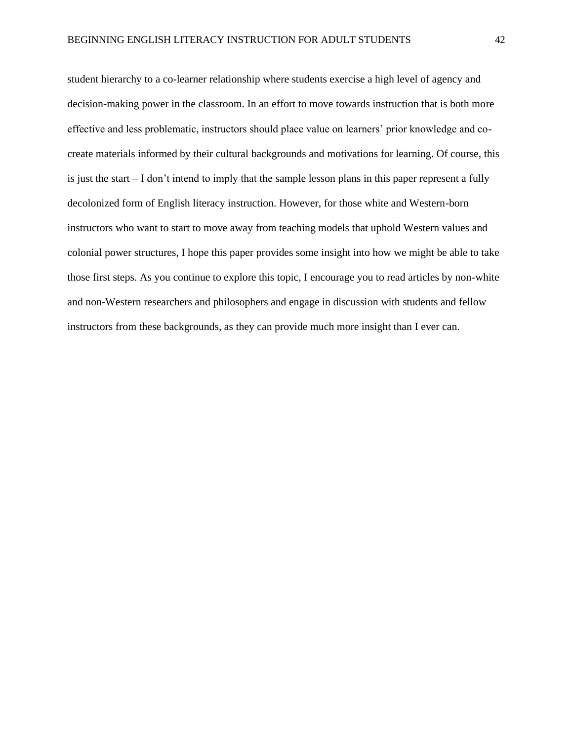student hierarchy to a co-learner relationship where students exercise a high level of agency and decision-making power in the classroom. In an effort to move towards instruction that is both more effective and less problematic, instructors should place value on learners' prior knowledge and co-create materials informed by their cultural backgrounds and motivations for learning. Of course, this is just the start – I don't intend to imply that the sample lesson plans in this paper represent a fully decolonized form of English literacy instruction. However, for those white and Western-born instructors who want to start to move away from teaching models that uphold Western values and colonial power structures, I hope this paper provides some insight into how we might be able to take those first steps. As you continue to explore this topic, I encourage you to read articles by non-white and non-Western researchers and philosophers and engage in discussion with students and fellow instructors from these backgrounds, as they can provide much more insight than I ever can.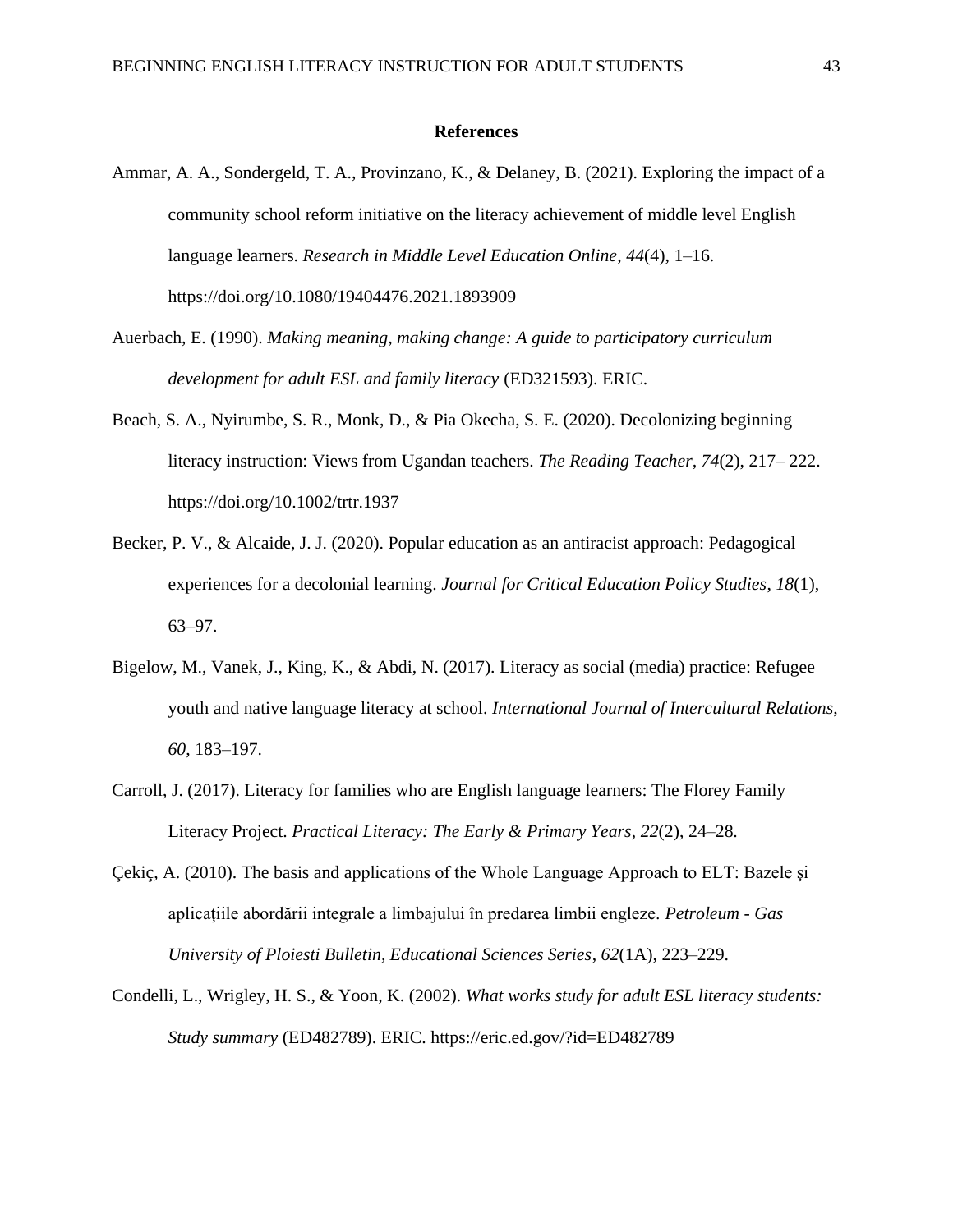## References

Ammar, A. A., Sondergeld, T. A., Provinzano, K., & Delaney, B. (2021). Exploring the impact of a community school reform initiative on the literacy achievement of middle level English language learners. *Research in Middle Level Education Online*, *44*(4), 1–16. https://doi.org/10.1080/19404476.2021.1893909

Auerbach, E. (1990). *Making meaning, making change: A guide to participatory curriculum development for adult ESL and family literacy* (ED321593). ERIC.

Beach, S. A., Nyirumbe, S. R., Monk, D., & Pia Okecha, S. E. (2020). Decolonizing beginning literacy instruction: Views from Ugandan teachers. *The Reading Teacher*, *74*(2), 217– 222. https://doi.org/10.1002/trtr.1937

Becker, P. V., & Alcaide, J. J. (2020). Popular education as an antiracist approach: Pedagogical experiences for a decolonial learning. *Journal for Critical Education Policy Studies*, *18*(1), 63–97.

Bigelow, M., Vanek, J., King, K., & Abdi, N. (2017). Literacy as social (media) practice: Refugee youth and native language literacy at school. *International Journal of Intercultural Relations*, *60*, 183–197.

Carroll, J. (2017). Literacy for families who are English language learners: The Florey Family Literacy Project. *Practical Literacy: The Early & Primary Years*, *22*(2), 24–28.

Çekiç, A. (2010). The basis and applications of the Whole Language Approach to ELT: Bazele şi aplicaţiile abordării integrale a limbajului în predarea limbii engleze. *Petroleum - Gas University of Ploiesti Bulletin, Educational Sciences Series*, *62*(1A), 223–229.

Condelli, L., Wrigley, H. S., & Yoon, K. (2002). *What works study for adult ESL literacy students: Study summary* (ED482789). ERIC. https://eric.ed.gov/?id=ED482789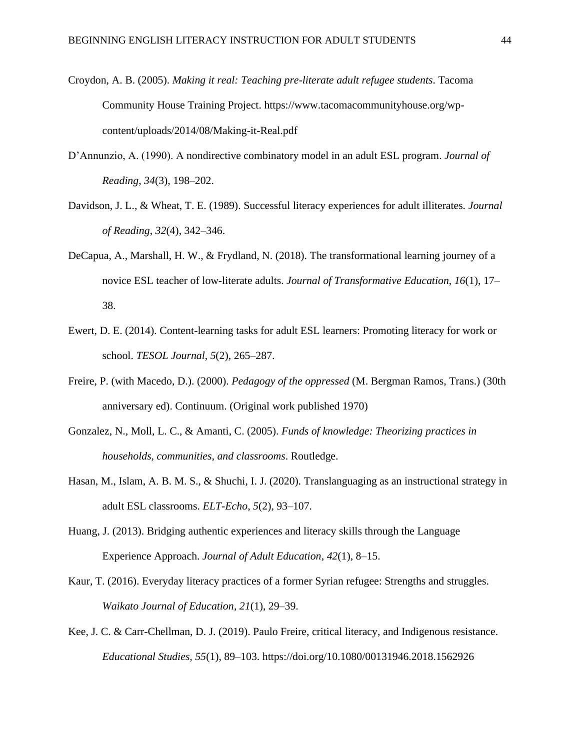Croydon, A. B. (2005). *Making it real: Teaching pre-literate adult refugee students*. Tacoma Community House Training Project. https://www.tacomacommunityhouse.org/wp-content/uploads/2014/08/Making-it-Real.pdf

D'Annunzio, A. (1990). A nondirective combinatory model in an adult ESL program. *Journal of Reading*, *34*(3), 198–202.

Davidson, J. L., & Wheat, T. E. (1989). Successful literacy experiences for adult illiterates. *Journal of Reading*, *32*(4), 342–346.

DeCapua, A., Marshall, H. W., & Frydland, N. (2018). The transformational learning journey of a novice ESL teacher of low-literate adults. *Journal of Transformative Education*, *16*(1), 17–38.

Ewert, D. E. (2014). Content-learning tasks for adult ESL learners: Promoting literacy for work or school. *TESOL Journal*, *5*(2), 265–287.

Freire, P. (with Macedo, D.). (2000). *Pedagogy of the oppressed* (M. Bergman Ramos, Trans.) (30th anniversary ed). Continuum. (Original work published 1970)

Gonzalez, N., Moll, L. C., & Amanti, C. (2005). *Funds of knowledge: Theorizing practices in households, communities, and classrooms*. Routledge.

Hasan, M., Islam, A. B. M. S., & Shuchi, I. J. (2020). Translanguaging as an instructional strategy in adult ESL classrooms. *ELT-Echo*, *5*(2), 93–107.

Huang, J. (2013). Bridging authentic experiences and literacy skills through the Language Experience Approach. *Journal of Adult Education*, *42*(1), 8–15.

Kaur, T. (2016). Everyday literacy practices of a former Syrian refugee: Strengths and struggles. *Waikato Journal of Education*, *21*(1), 29–39.

Kee, J. C. & Carr-Chellman, D. J. (2019). Paulo Freire, critical literacy, and Indigenous resistance. *Educational Studies, 55*(1), 89–103. https://doi.org/10.1080/00131946.2018.1562926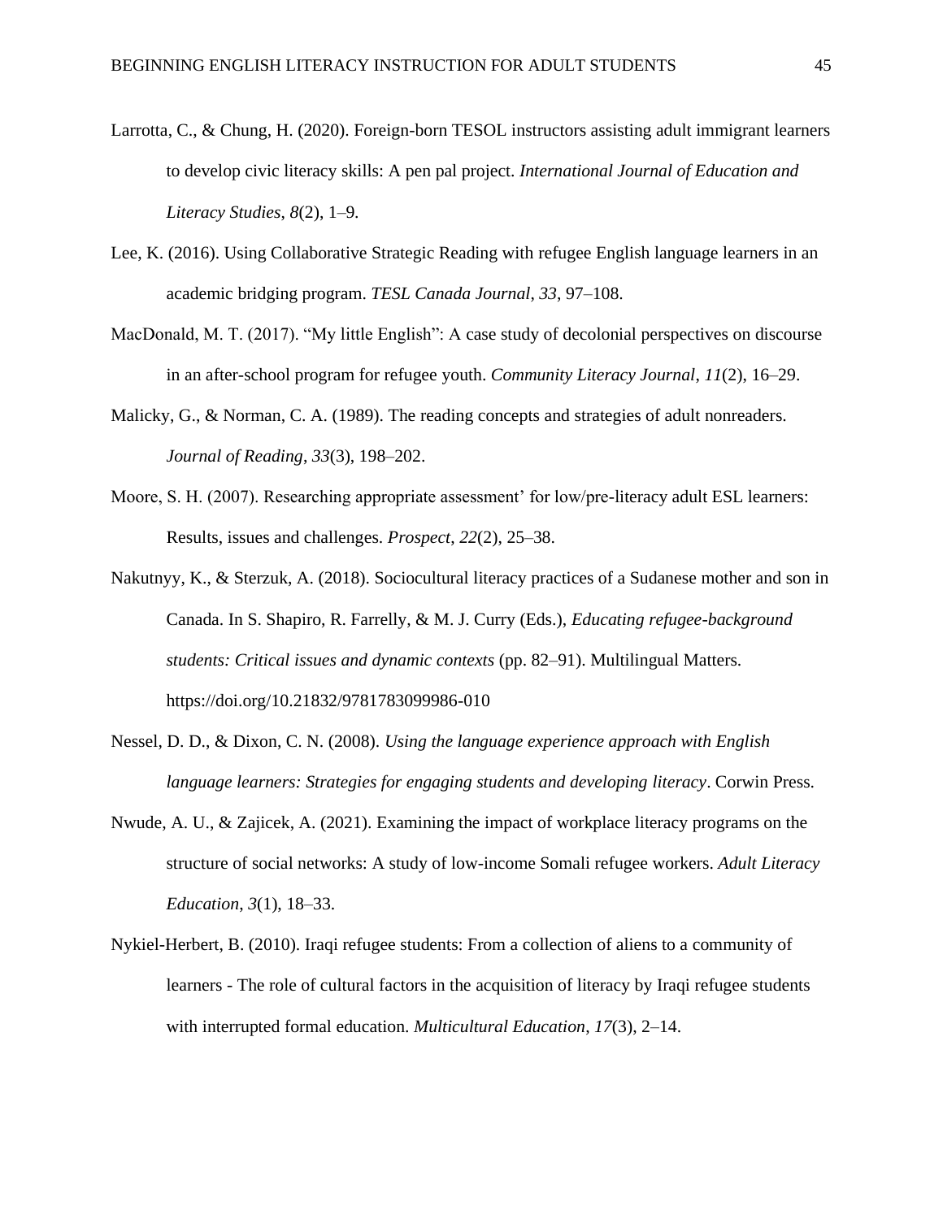Larrotta, C., & Chung, H. (2020). Foreign-born TESOL instructors assisting adult immigrant learners to develop civic literacy skills: A pen pal project. *International Journal of Education and Literacy Studies*, *8*(2), 1–9.

Lee, K. (2016). Using Collaborative Strategic Reading with refugee English language learners in an academic bridging program. *TESL Canada Journal*, *33*, 97–108.

MacDonald, M. T. (2017). "My little English": A case study of decolonial perspectives on discourse in an after-school program for refugee youth. *Community Literacy Journal*, *11*(2), 16–29.

Malicky, G., & Norman, C. A. (1989). The reading concepts and strategies of adult nonreaders. *Journal of Reading*, *33*(3), 198–202.

Moore, S. H. (2007). Researching appropriate assessment' for low/pre-literacy adult ESL learners: Results, issues and challenges. *Prospect*, *22*(2), 25–38.

Nakutnyy, K., & Sterzuk, A. (2018). Sociocultural literacy practices of a Sudanese mother and son in Canada. In S. Shapiro, R. Farrelly, & M. J. Curry (Eds.), *Educating refugee-background students: Critical issues and dynamic contexts* (pp. 82–91). Multilingual Matters. https://doi.org/10.21832/9781783099986-010

Nessel, D. D., & Dixon, C. N. (2008). *Using the language experience approach with English language learners: Strategies for engaging students and developing literacy*. Corwin Press.

Nwude, A. U., & Zajicek, A. (2021). Examining the impact of workplace literacy programs on the structure of social networks: A study of low-income Somali refugee workers. *Adult Literacy Education*, *3*(1), 18–33.

Nykiel-Herbert, B. (2010). Iraqi refugee students: From a collection of aliens to a community of learners - The role of cultural factors in the acquisition of literacy by Iraqi refugee students with interrupted formal education. *Multicultural Education*, *17*(3), 2–14.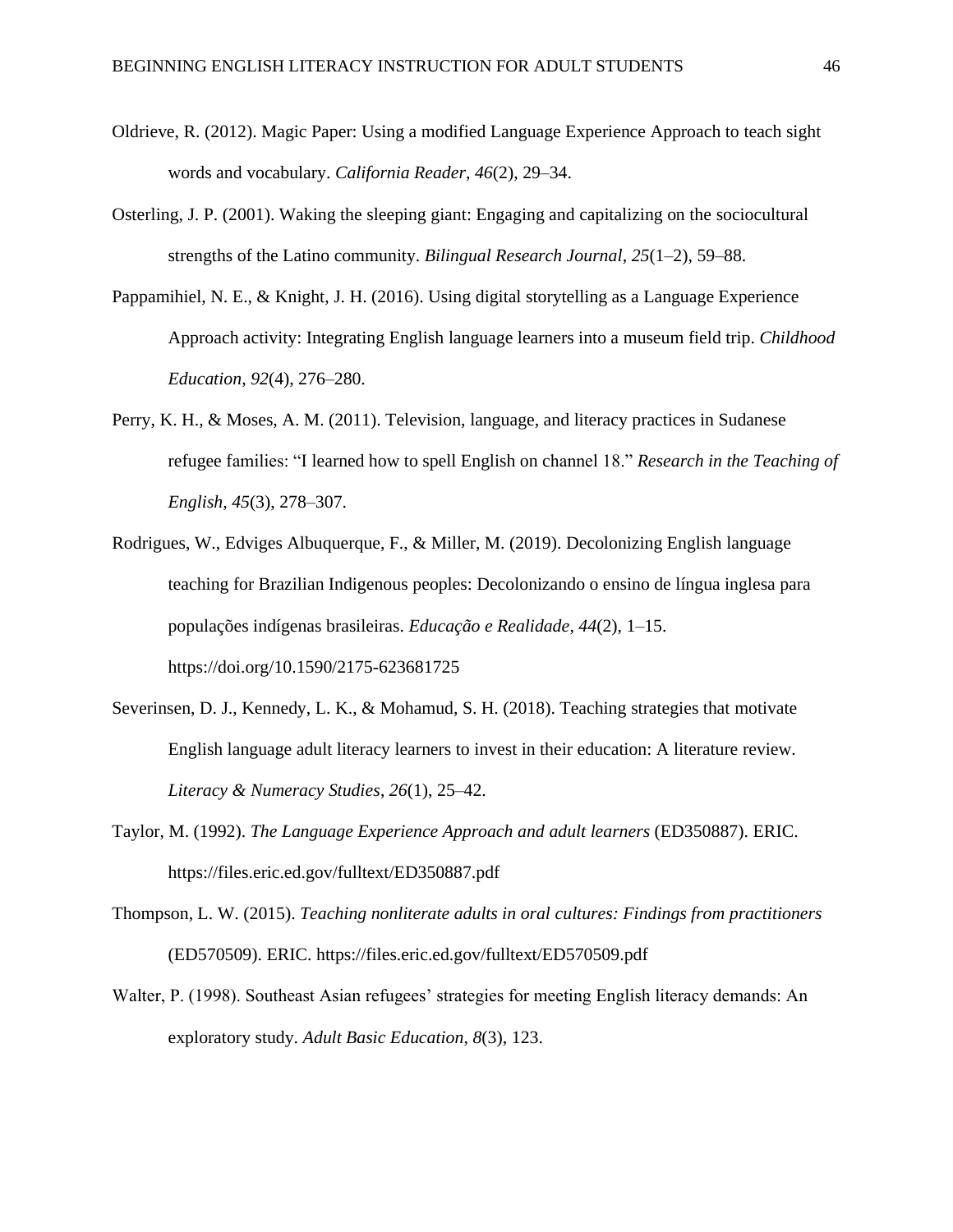Oldrieve, R. (2012). Magic Paper: Using a modified Language Experience Approach to teach sight words and vocabulary. *California Reader*, *46*(2), 29–34.

Osterling, J. P. (2001). Waking the sleeping giant: Engaging and capitalizing on the sociocultural strengths of the Latino community. *Bilingual Research Journal*, *25*(1–2), 59–88.

Pappamihiel, N. E., & Knight, J. H. (2016). Using digital storytelling as a Language Experience Approach activity: Integrating English language learners into a museum field trip. *Childhood Education*, *92*(4), 276–280.

Perry, K. H., & Moses, A. M. (2011). Television, language, and literacy practices in Sudanese refugee families: "I learned how to spell English on channel 18." *Research in the Teaching of English*, *45*(3), 278–307.

Rodrigues, W., Edviges Albuquerque, F., & Miller, M. (2019). Decolonizing English language teaching for Brazilian Indigenous peoples: Decolonizando o ensino de língua inglesa para populações indígenas brasileiras. *Educação e Realidade*, *44*(2), 1–15. https://doi.org/10.1590/2175-623681725

Severinsen, D. J., Kennedy, L. K., & Mohamud, S. H. (2018). Teaching strategies that motivate English language adult literacy learners to invest in their education: A literature review. *Literacy & Numeracy Studies*, *26*(1), 25–42.

Taylor, M. (1992). *The Language Experience Approach and adult learners* (ED350887). ERIC. https://files.eric.ed.gov/fulltext/ED350887.pdf

Thompson, L. W. (2015). *Teaching nonliterate adults in oral cultures: Findings from practitioners* (ED570509). ERIC. https://files.eric.ed.gov/fulltext/ED570509.pdf

Walter, P. (1998). Southeast Asian refugees' strategies for meeting English literacy demands: An exploratory study. *Adult Basic Education*, *8*(3), 123.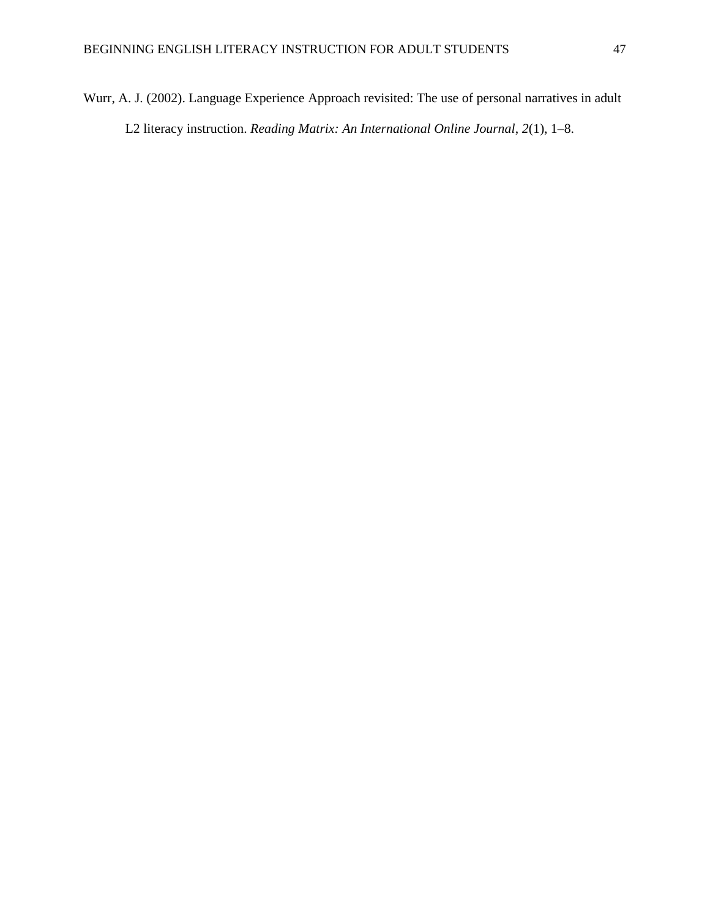Wurr, A. J. (2002). Language Experience Approach revisited: The use of personal narratives in adult L2 literacy instruction. *Reading Matrix: An International Online Journal*, *2*(1), 1–8.